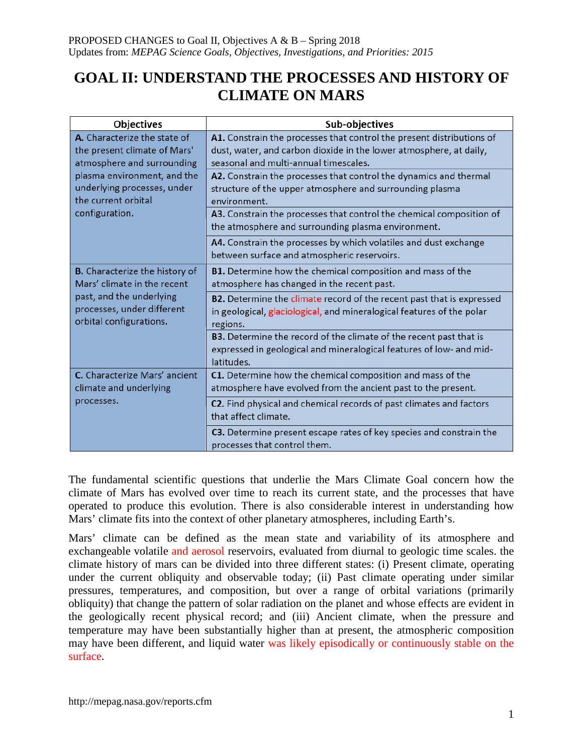PROPOSED CHANGES to Goal II, Objectives A & B – Spring 2018
Updates from: *MEPAG Science Goals, Objectives, Investigations, and Priorities: 2015*

# GOAL II: UNDERSTAND THE PROCESSES AND HISTORY OF CLIMATE ON MARS

| Objectives | Sub-objectives |
|---|---|
| **A.** Characterize the state of the present climate of Mars' atmosphere and surrounding plasma environment, and the underlying processes, under the current orbital configuration. | **A1.** Constrain the processes that control the present distributions of dust, water, and carbon dioxide in the lower atmosphere, at daily, seasonal and multi-annual timescales. |
| | **A2.** Constrain the processes that control the dynamics and thermal structure of the upper atmosphere and surrounding plasma environment. |
| | **A3.** Constrain the processes that control the chemical composition of the atmosphere and surrounding plasma environment. |
| | **A4.** Constrain the processes by which volatiles and dust exchange between surface and atmospheric reservoirs. |
| **B.** Characterize the history of Mars' climate in the recent past, and the underlying processes, under different orbital configurations. | **B1.** Determine how the chemical composition and mass of the atmosphere has changed in the recent past. |
| | **B2.** Determine the climate record of the recent past that is expressed in geological, glaciological, and mineralogical features of the polar regions. |
| | **B3.** Determine the record of the climate of the recent past that is expressed in geological and mineralogical features of low- and mid-latitudes. |
| **C.** Characterize Mars' ancient climate and underlying processes. | **C1.** Determine how the chemical composition and mass of the atmosphere have evolved from the ancient past to the present. |
| | **C2.** Find physical and chemical records of past climates and factors that affect climate. |
| | **C3.** Determine present escape rates of key species and constrain the processes that control them. |

The fundamental scientific questions that underlie the Mars Climate Goal concern how the climate of Mars has evolved over time to reach its current state, and the processes that have operated to produce this evolution. There is also considerable interest in understanding how Mars' climate fits into the context of other planetary atmospheres, including Earth's.

Mars' climate can be defined as the mean state and variability of its atmosphere and exchangeable volatile and aerosol reservoirs, evaluated from diurnal to geologic time scales. the climate history of mars can be divided into three different states: (i) Present climate, operating under the current obliquity and observable today; (ii) Past climate operating under similar pressures, temperatures, and composition, but over a range of orbital variations (primarily obliquity) that change the pattern of solar radiation on the planet and whose effects are evident in the geologically recent physical record; and (iii) Ancient climate, when the pressure and temperature may have been substantially higher than at present, the atmospheric composition may have been different, and liquid water was likely episodically or continuously stable on the surface.

http://mepag.nasa.gov/reports.cfm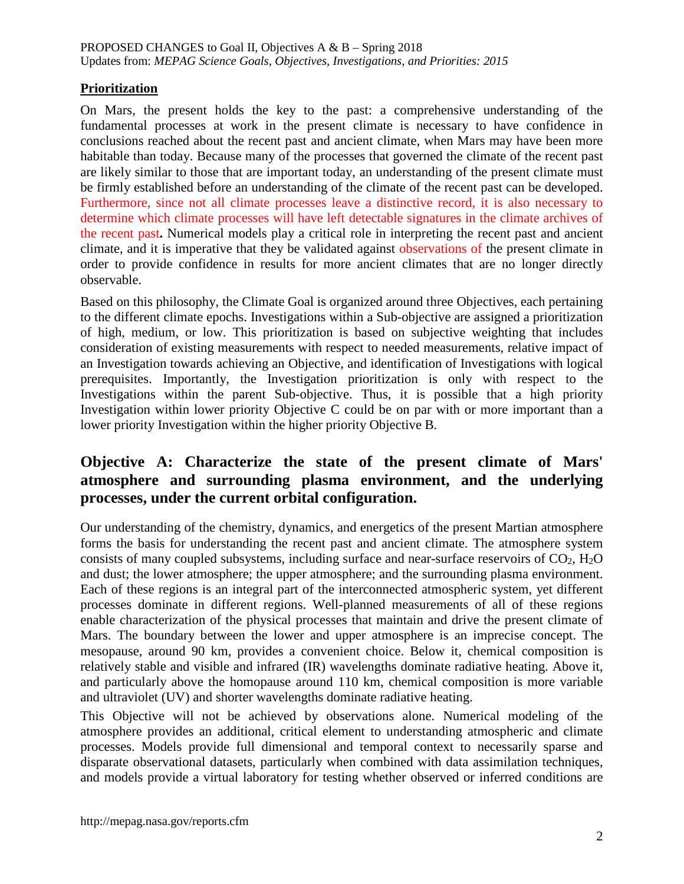**Prioritization**

On Mars, the present holds the key to the past: a comprehensive understanding of the fundamental processes at work in the present climate is necessary to have confidence in conclusions reached about the recent past and ancient climate, when Mars may have been more habitable than today. Because many of the processes that governed the climate of the recent past are likely similar to those that are important today, an understanding of the present climate must be firmly established before an understanding of the climate of the recent past can be developed. Furthermore, since not all climate processes leave a distinctive record, it is also necessary to determine which climate processes will have left detectable signatures in the climate archives of the recent past**.** Numerical models play a critical role in interpreting the recent past and ancient climate, and it is imperative that they be validated against observations of the present climate in order to provide confidence in results for more ancient climates that are no longer directly observable.

Based on this philosophy, the Climate Goal is organized around three Objectives, each pertaining to the different climate epochs. Investigations within a Sub-objective are assigned a prioritization of high, medium, or low. This prioritization is based on subjective weighting that includes consideration of existing measurements with respect to needed measurements, relative impact of an Investigation towards achieving an Objective, and identification of Investigations with logical prerequisites. Importantly, the Investigation prioritization is only with respect to the Investigations within the parent Sub-objective. Thus, it is possible that a high priority Investigation within lower priority Objective C could be on par with or more important than a lower priority Investigation within the higher priority Objective B.

## Objective A: Characterize the state of the present climate of Mars' atmosphere and surrounding plasma environment, and the underlying processes, under the current orbital configuration.

Our understanding of the chemistry, dynamics, and energetics of the present Martian atmosphere forms the basis for understanding the recent past and ancient climate. The atmosphere system consists of many coupled subsystems, including surface and near-surface reservoirs of $CO_2$, $H_2O$ and dust; the lower atmosphere; the upper atmosphere; and the surrounding plasma environment. Each of these regions is an integral part of the interconnected atmospheric system, yet different processes dominate in different regions. Well-planned measurements of all of these regions enable characterization of the physical processes that maintain and drive the present climate of Mars. The boundary between the lower and upper atmosphere is an imprecise concept. The mesopause, around 90 km, provides a convenient choice. Below it, chemical composition is relatively stable and visible and infrared (IR) wavelengths dominate radiative heating. Above it, and particularly above the homopause around 110 km, chemical composition is more variable and ultraviolet (UV) and shorter wavelengths dominate radiative heating.

This Objective will not be achieved by observations alone. Numerical modeling of the atmosphere provides an additional, critical element to understanding atmospheric and climate processes. Models provide full dimensional and temporal context to necessarily sparse and disparate observational datasets, particularly when combined with data assimilation techniques, and models provide a virtual laboratory for testing whether observed or inferred conditions are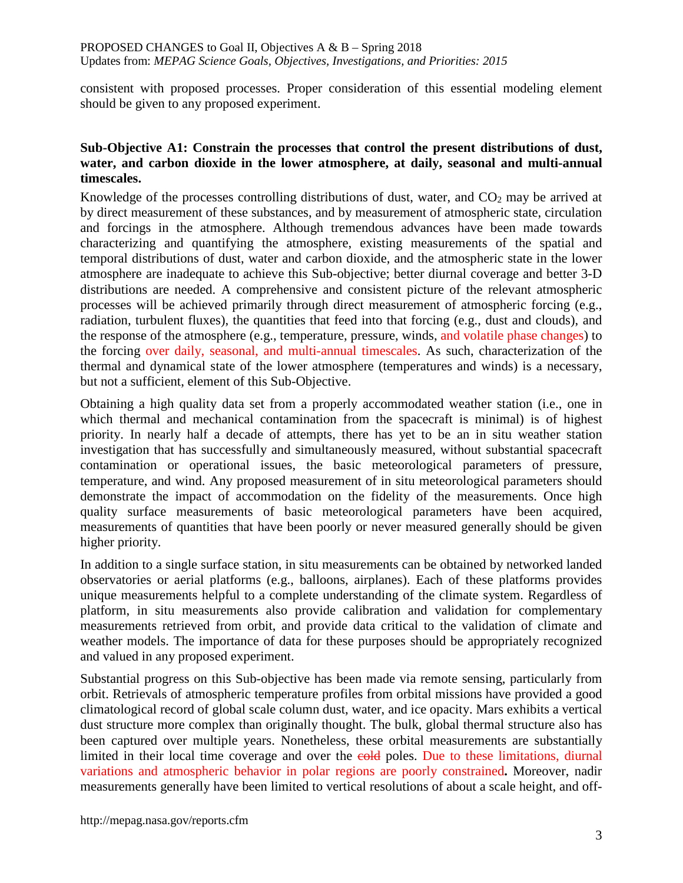consistent with proposed processes. Proper consideration of this essential modeling element should be given to any proposed experiment.

**Sub-Objective A1: Constrain the processes that control the present distributions of dust, water, and carbon dioxide in the lower atmosphere, at daily, seasonal and multi-annual timescales.**

Knowledge of the processes controlling distributions of dust, water, and $CO_2$ may be arrived at by direct measurement of these substances, and by measurement of atmospheric state, circulation and forcings in the atmosphere. Although tremendous advances have been made towards characterizing and quantifying the atmosphere, existing measurements of the spatial and temporal distributions of dust, water and carbon dioxide, and the atmospheric state in the lower atmosphere are inadequate to achieve this Sub-objective; better diurnal coverage and better 3-D distributions are needed. A comprehensive and consistent picture of the relevant atmospheric processes will be achieved primarily through direct measurement of atmospheric forcing (e.g., radiation, turbulent fluxes), the quantities that feed into that forcing (e.g., dust and clouds), and the response of the atmosphere (e.g., temperature, pressure, winds, and volatile phase changes) to the forcing over daily, seasonal, and multi-annual timescales. As such, characterization of the thermal and dynamical state of the lower atmosphere (temperatures and winds) is a necessary, but not a sufficient, element of this Sub-Objective.

Obtaining a high quality data set from a properly accommodated weather station (i.e., one in which thermal and mechanical contamination from the spacecraft is minimal) is of highest priority. In nearly half a decade of attempts, there has yet to be an in situ weather station investigation that has successfully and simultaneously measured, without substantial spacecraft contamination or operational issues, the basic meteorological parameters of pressure, temperature, and wind. Any proposed measurement of in situ meteorological parameters should demonstrate the impact of accommodation on the fidelity of the measurements. Once high quality surface measurements of basic meteorological parameters have been acquired, measurements of quantities that have been poorly or never measured generally should be given higher priority.

In addition to a single surface station, in situ measurements can be obtained by networked landed observatories or aerial platforms (e.g., balloons, airplanes). Each of these platforms provides unique measurements helpful to a complete understanding of the climate system. Regardless of platform, in situ measurements also provide calibration and validation for complementary measurements retrieved from orbit, and provide data critical to the validation of climate and weather models. The importance of data for these purposes should be appropriately recognized and valued in any proposed experiment.

Substantial progress on this Sub-objective has been made via remote sensing, particularly from orbit. Retrievals of atmospheric temperature profiles from orbital missions have provided a good climatological record of global scale column dust, water, and ice opacity. Mars exhibits a vertical dust structure more complex than originally thought. The bulk, global thermal structure also has been captured over multiple years. Nonetheless, these orbital measurements are substantially limited in their local time coverage and over the ~~cold~~ poles. Due to these limitations, diurnal variations and atmospheric behavior in polar regions are poorly constrained**.** Moreover, nadir measurements generally have been limited to vertical resolutions of about a scale height, and off-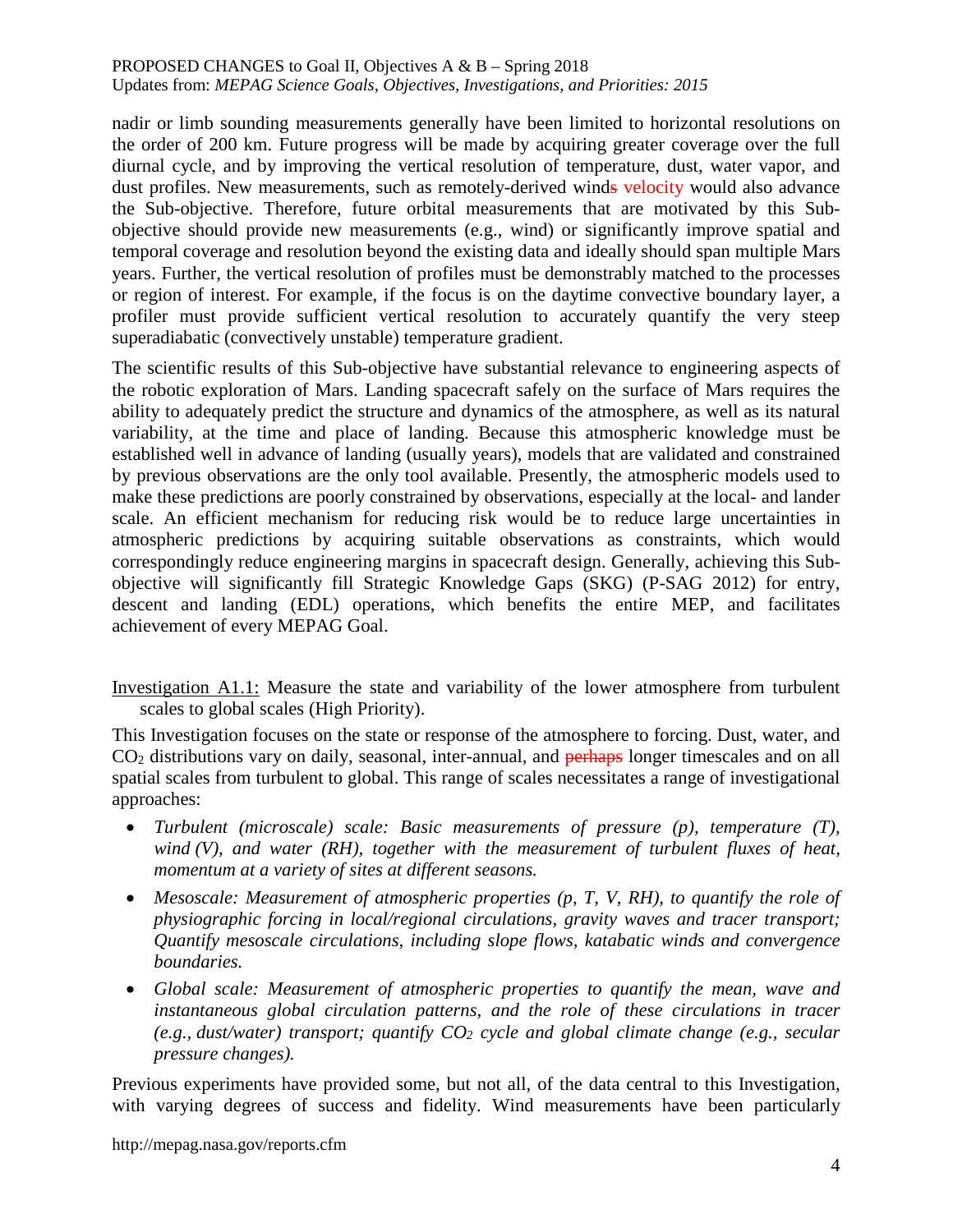nadir or limb sounding measurements generally have been limited to horizontal resolutions on the order of 200 km. Future progress will be made by acquiring greater coverage over the full diurnal cycle, and by improving the vertical resolution of temperature, dust, water vapor, and dust profiles. New measurements, such as remotely-derived ~~winds~~ wind velocity would also advance the Sub-objective. Therefore, future orbital measurements that are motivated by this Sub-objective should provide new measurements (e.g., wind) or significantly improve spatial and temporal coverage and resolution beyond the existing data and ideally should span multiple Mars years. Further, the vertical resolution of profiles must be demonstrably matched to the processes or region of interest. For example, if the focus is on the daytime convective boundary layer, a profiler must provide sufficient vertical resolution to accurately quantify the very steep superadiabatic (convectively unstable) temperature gradient.

The scientific results of this Sub-objective have substantial relevance to engineering aspects of the robotic exploration of Mars. Landing spacecraft safely on the surface of Mars requires the ability to adequately predict the structure and dynamics of the atmosphere, as well as its natural variability, at the time and place of landing. Because this atmospheric knowledge must be established well in advance of landing (usually years), models that are validated and constrained by previous observations are the only tool available. Presently, the atmospheric models used to make these predictions are poorly constrained by observations, especially at the local- and lander scale. An efficient mechanism for reducing risk would be to reduce large uncertainties in atmospheric predictions by acquiring suitable observations as constraints, which would correspondingly reduce engineering margins in spacecraft design. Generally, achieving this Sub-objective will significantly fill Strategic Knowledge Gaps (SKG) (P-SAG 2012) for entry, descent and landing (EDL) operations, which benefits the entire MEP, and facilitates achievement of every MEPAG Goal.

Investigation A1.1: Measure the state and variability of the lower atmosphere from turbulent scales to global scales (High Priority).

This Investigation focuses on the state or response of the atmosphere to forcing. Dust, water, and $CO_2$ distributions vary on daily, seasonal, inter-annual, and ~~perhaps~~ longer timescales and on all spatial scales from turbulent to global. This range of scales necessitates a range of investigational approaches:

- *Turbulent (microscale) scale: Basic measurements of pressure (p), temperature (T), wind (V), and water (RH), together with the measurement of turbulent fluxes of heat, momentum at a variety of sites at different seasons.*
- *Mesoscale: Measurement of atmospheric properties (p, T, V, RH), to quantify the role of physiographic forcing in local/regional circulations, gravity waves and tracer transport; Quantify mesoscale circulations, including slope flows, katabatic winds and convergence boundaries.*
- *Global scale: Measurement of atmospheric properties to quantify the mean, wave and instantaneous global circulation patterns, and the role of these circulations in tracer (e.g., dust/water) transport; quantify $CO_2$ cycle and global climate change (e.g., secular pressure changes).*

Previous experiments have provided some, but not all, of the data central to this Investigation, with varying degrees of success and fidelity. Wind measurements have been particularly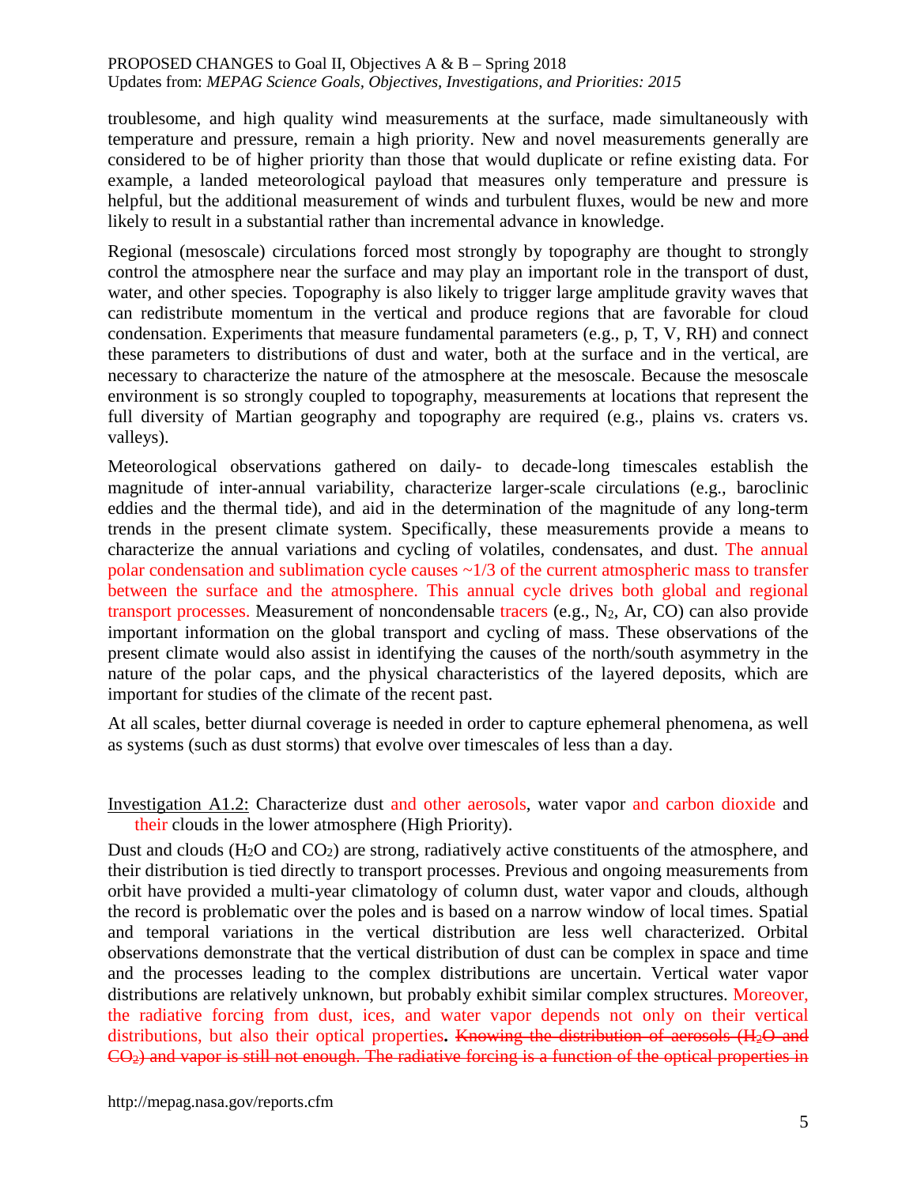troublesome, and high quality wind measurements at the surface, made simultaneously with temperature and pressure, remain a high priority. New and novel measurements generally are considered to be of higher priority than those that would duplicate or refine existing data. For example, a landed meteorological payload that measures only temperature and pressure is helpful, but the additional measurement of winds and turbulent fluxes, would be new and more likely to result in a substantial rather than incremental advance in knowledge.

Regional (mesoscale) circulations forced most strongly by topography are thought to strongly control the atmosphere near the surface and may play an important role in the transport of dust, water, and other species. Topography is also likely to trigger large amplitude gravity waves that can redistribute momentum in the vertical and produce regions that are favorable for cloud condensation. Experiments that measure fundamental parameters (e.g., p, T, V, RH) and connect these parameters to distributions of dust and water, both at the surface and in the vertical, are necessary to characterize the nature of the atmosphere at the mesoscale. Because the mesoscale environment is so strongly coupled to topography, measurements at locations that represent the full diversity of Martian geography and topography are required (e.g., plains vs. craters vs. valleys).

Meteorological observations gathered on daily- to decade-long timescales establish the magnitude of inter-annual variability, characterize larger-scale circulations (e.g., baroclinic eddies and the thermal tide), and aid in the determination of the magnitude of any long-term trends in the present climate system. Specifically, these measurements provide a means to characterize the annual variations and cycling of volatiles, condensates, and dust. The annual polar condensation and sublimation cycle causes ~1/3 of the current atmospheric mass to transfer between the surface and the atmosphere. This annual cycle drives both global and regional transport processes. Measurement of noncondensable tracers (e.g., $N_2$, Ar, CO) can also provide important information on the global transport and cycling of mass. These observations of the present climate would also assist in identifying the causes of the north/south asymmetry in the nature of the polar caps, and the physical characteristics of the layered deposits, which are important for studies of the climate of the recent past.

At all scales, better diurnal coverage is needed in order to capture ephemeral phenomena, as well as systems (such as dust storms) that evolve over timescales of less than a day.

<u>Investigation A1.2:</u> Characterize dust and other aerosols, water vapor and carbon dioxide and their clouds in the lower atmosphere (High Priority).

Dust and clouds ($H_2O$ and $CO_2$) are strong, radiatively active constituents of the atmosphere, and their distribution is tied directly to transport processes. Previous and ongoing measurements from orbit have provided a multi-year climatology of column dust, water vapor and clouds, although the record is problematic over the poles and is based on a narrow window of local times. Spatial and temporal variations in the vertical distribution are less well characterized. Orbital observations demonstrate that the vertical distribution of dust can be complex in space and time and the processes leading to the complex distributions are uncertain. Vertical water vapor distributions are relatively unknown, but probably exhibit similar complex structures. Moreover, the radiative forcing from dust, ices, and water vapor depends not only on their vertical distributions, but also their optical properties**.** ~~Knowing the distribution of aerosols ($H_2O$ and $CO_2$) and vapor is still not enough. The radiative forcing is a function of the optical properties in~~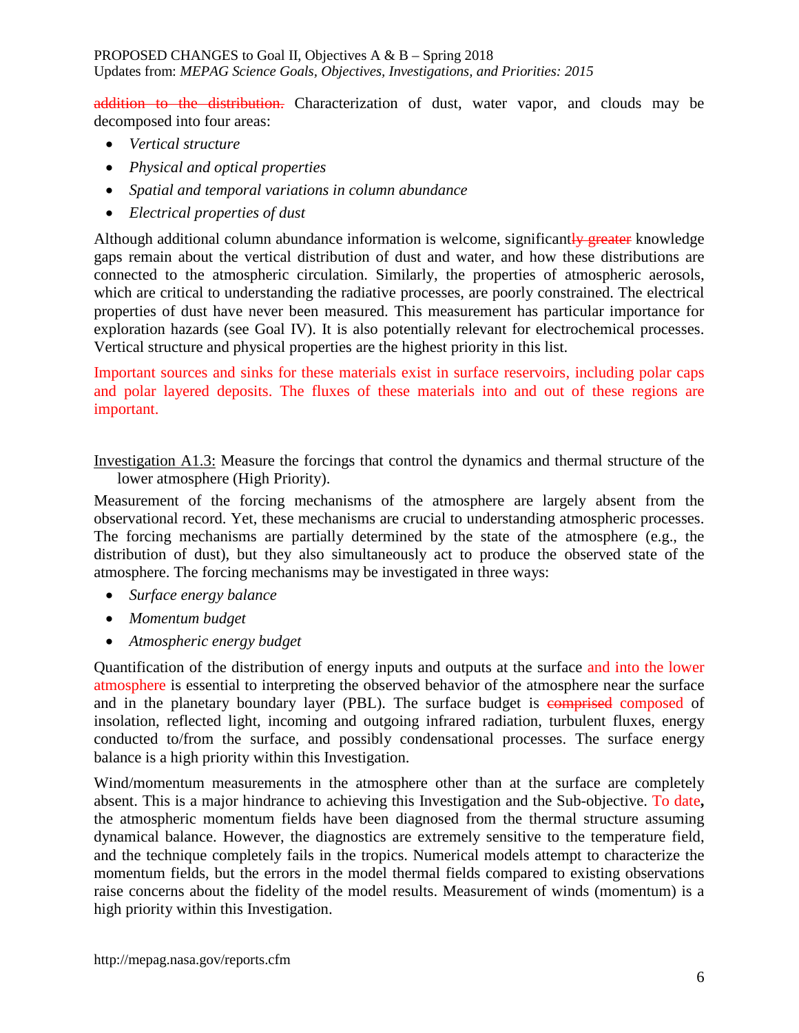~~addition to the distribution.~~ Characterization of dust, water vapor, and clouds may be decomposed into four areas:

- *Vertical structure*
- *Physical and optical properties*
- *Spatial and temporal variations in column abundance*
- *Electrical properties of dust*

Although additional column abundance information is welcome, significant~~ly greater~~ knowledge gaps remain about the vertical distribution of dust and water, and how these distributions are connected to the atmospheric circulation. Similarly, the properties of atmospheric aerosols, which are critical to understanding the radiative processes, are poorly constrained. The electrical properties of dust have never been measured. This measurement has particular importance for exploration hazards (see Goal IV). It is also potentially relevant for electrochemical processes. Vertical structure and physical properties are the highest priority in this list.

Important sources and sinks for these materials exist in surface reservoirs, including polar caps and polar layered deposits. The fluxes of these materials into and out of these regions are important.

Investigation A1.3: Measure the forcings that control the dynamics and thermal structure of the lower atmosphere (High Priority).

Measurement of the forcing mechanisms of the atmosphere are largely absent from the observational record. Yet, these mechanisms are crucial to understanding atmospheric processes. The forcing mechanisms are partially determined by the state of the atmosphere (e.g., the distribution of dust), but they also simultaneously act to produce the observed state of the atmosphere. The forcing mechanisms may be investigated in three ways:

- *Surface energy balance*
- *Momentum budget*
- *Atmospheric energy budget*

Quantification of the distribution of energy inputs and outputs at the surface and into the lower atmosphere is essential to interpreting the observed behavior of the atmosphere near the surface and in the planetary boundary layer (PBL). The surface budget is ~~comprised~~ composed of insolation, reflected light, incoming and outgoing infrared radiation, turbulent fluxes, energy conducted to/from the surface, and possibly condensational processes. The surface energy balance is a high priority within this Investigation.

Wind/momentum measurements in the atmosphere other than at the surface are completely absent. This is a major hindrance to achieving this Investigation and the Sub-objective. To date**,** the atmospheric momentum fields have been diagnosed from the thermal structure assuming dynamical balance. However, the diagnostics are extremely sensitive to the temperature field, and the technique completely fails in the tropics. Numerical models attempt to characterize the momentum fields, but the errors in the model thermal fields compared to existing observations raise concerns about the fidelity of the model results. Measurement of winds (momentum) is a high priority within this Investigation.

http://mepag.nasa.gov/reports.cfm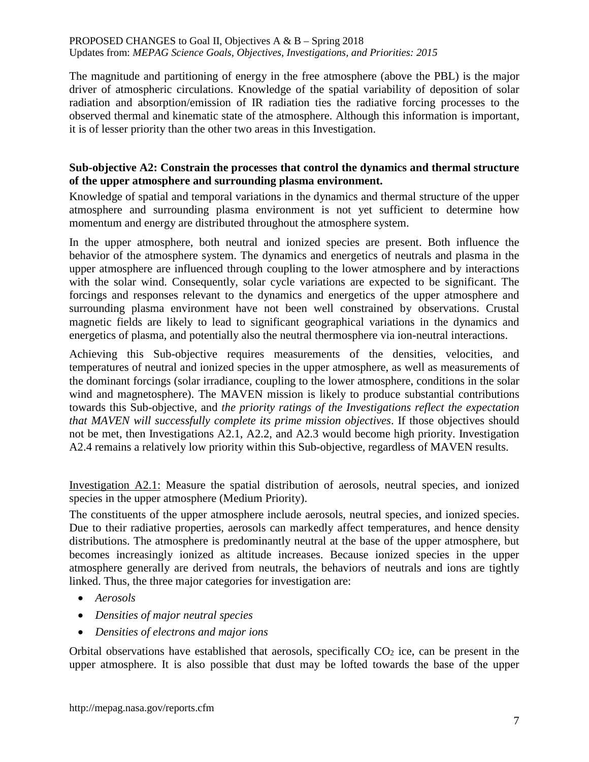The magnitude and partitioning of energy in the free atmosphere (above the PBL) is the major driver of atmospheric circulations. Knowledge of the spatial variability of deposition of solar radiation and absorption/emission of IR radiation ties the radiative forcing processes to the observed thermal and kinematic state of the atmosphere. Although this information is important, it is of lesser priority than the other two areas in this Investigation.

**Sub-objective A2: Constrain the processes that control the dynamics and thermal structure of the upper atmosphere and surrounding plasma environment.**

Knowledge of spatial and temporal variations in the dynamics and thermal structure of the upper atmosphere and surrounding plasma environment is not yet sufficient to determine how momentum and energy are distributed throughout the atmosphere system.

In the upper atmosphere, both neutral and ionized species are present. Both influence the behavior of the atmosphere system. The dynamics and energetics of neutrals and plasma in the upper atmosphere are influenced through coupling to the lower atmosphere and by interactions with the solar wind. Consequently, solar cycle variations are expected to be significant. The forcings and responses relevant to the dynamics and energetics of the upper atmosphere and surrounding plasma environment have not been well constrained by observations. Crustal magnetic fields are likely to lead to significant geographical variations in the dynamics and energetics of plasma, and potentially also the neutral thermosphere via ion-neutral interactions.

Achieving this Sub-objective requires measurements of the densities, velocities, and temperatures of neutral and ionized species in the upper atmosphere, as well as measurements of the dominant forcings (solar irradiance, coupling to the lower atmosphere, conditions in the solar wind and magnetosphere). The MAVEN mission is likely to produce substantial contributions towards this Sub-objective, and *the priority ratings of the Investigations reflect the expectation that MAVEN will successfully complete its prime mission objectives*. If those objectives should not be met, then Investigations A2.1, A2.2, and A2.3 would become high priority. Investigation A2.4 remains a relatively low priority within this Sub-objective, regardless of MAVEN results.

<u>Investigation A2.1:</u> Measure the spatial distribution of aerosols, neutral species, and ionized species in the upper atmosphere (Medium Priority).

The constituents of the upper atmosphere include aerosols, neutral species, and ionized species. Due to their radiative properties, aerosols can markedly affect temperatures, and hence density distributions. The atmosphere is predominantly neutral at the base of the upper atmosphere, but becomes increasingly ionized as altitude increases. Because ionized species in the upper atmosphere generally are derived from neutrals, the behaviors of neutrals and ions are tightly linked. Thus, the three major categories for investigation are:

- *Aerosols*
- *Densities of major neutral species*
- *Densities of electrons and major ions*

Orbital observations have established that aerosols, specifically $CO_2$ ice, can be present in the upper atmosphere. It is also possible that dust may be lofted towards the base of the upper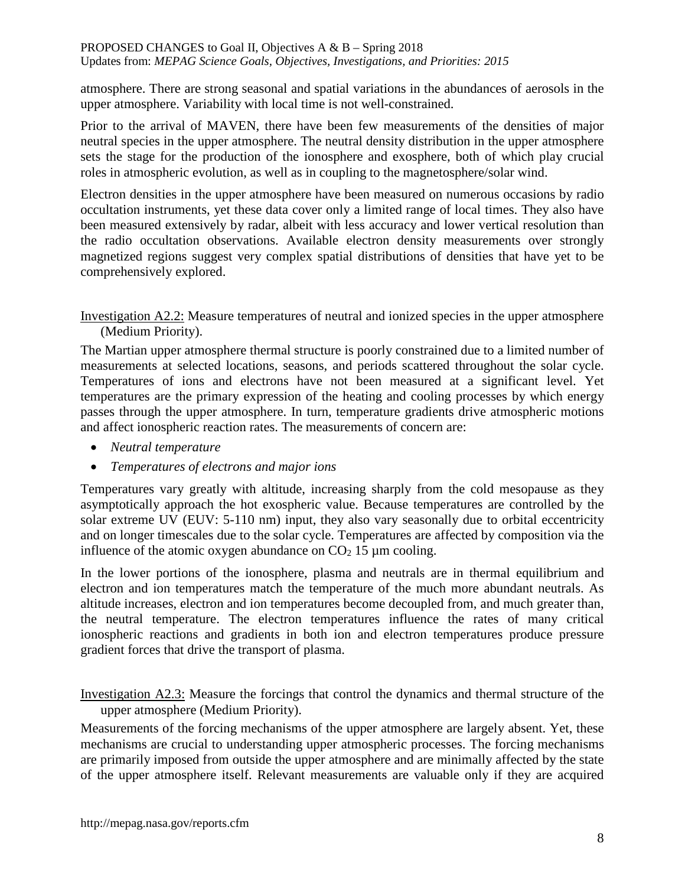atmosphere. There are strong seasonal and spatial variations in the abundances of aerosols in the upper atmosphere. Variability with local time is not well-constrained.

Prior to the arrival of MAVEN, there have been few measurements of the densities of major neutral species in the upper atmosphere. The neutral density distribution in the upper atmosphere sets the stage for the production of the ionosphere and exosphere, both of which play crucial roles in atmospheric evolution, as well as in coupling to the magnetosphere/solar wind.

Electron densities in the upper atmosphere have been measured on numerous occasions by radio occultation instruments, yet these data cover only a limited range of local times. They also have been measured extensively by radar, albeit with less accuracy and lower vertical resolution than the radio occultation observations. Available electron density measurements over strongly magnetized regions suggest very complex spatial distributions of densities that have yet to be comprehensively explored.

Investigation A2.2: Measure temperatures of neutral and ionized species in the upper atmosphere (Medium Priority).

The Martian upper atmosphere thermal structure is poorly constrained due to a limited number of measurements at selected locations, seasons, and periods scattered throughout the solar cycle. Temperatures of ions and electrons have not been measured at a significant level. Yet temperatures are the primary expression of the heating and cooling processes by which energy passes through the upper atmosphere. In turn, temperature gradients drive atmospheric motions and affect ionospheric reaction rates. The measurements of concern are:

- *Neutral temperature*
- *Temperatures of electrons and major ions*

Temperatures vary greatly with altitude, increasing sharply from the cold mesopause as they asymptotically approach the hot exospheric value. Because temperatures are controlled by the solar extreme UV (EUV: 5-110 nm) input, they also vary seasonally due to orbital eccentricity and on longer timescales due to the solar cycle. Temperatures are affected by composition via the influence of the atomic oxygen abundance on $CO_2$ 15 µm cooling.

In the lower portions of the ionosphere, plasma and neutrals are in thermal equilibrium and electron and ion temperatures match the temperature of the much more abundant neutrals. As altitude increases, electron and ion temperatures become decoupled from, and much greater than, the neutral temperature. The electron temperatures influence the rates of many critical ionospheric reactions and gradients in both ion and electron temperatures produce pressure gradient forces that drive the transport of plasma.

Investigation A2.3: Measure the forcings that control the dynamics and thermal structure of the upper atmosphere (Medium Priority).

Measurements of the forcing mechanisms of the upper atmosphere are largely absent. Yet, these mechanisms are crucial to understanding upper atmospheric processes. The forcing mechanisms are primarily imposed from outside the upper atmosphere and are minimally affected by the state of the upper atmosphere itself. Relevant measurements are valuable only if they are acquired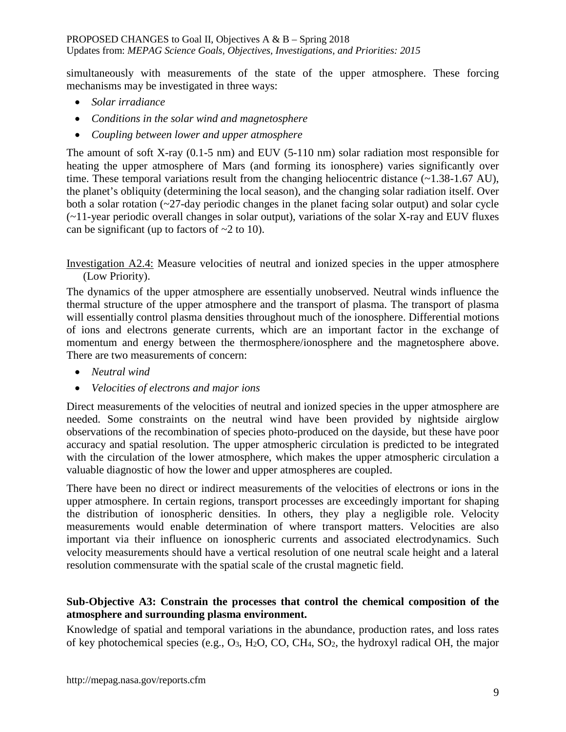simultaneously with measurements of the state of the upper atmosphere. These forcing mechanisms may be investigated in three ways:

- *Solar irradiance*
- *Conditions in the solar wind and magnetosphere*
- *Coupling between lower and upper atmosphere*

The amount of soft X-ray (0.1-5 nm) and EUV (5-110 nm) solar radiation most responsible for heating the upper atmosphere of Mars (and forming its ionosphere) varies significantly over time. These temporal variations result from the changing heliocentric distance (~1.38-1.67 AU), the planet's obliquity (determining the local season), and the changing solar radiation itself. Over both a solar rotation (~27-day periodic changes in the planet facing solar output) and solar cycle (~11-year periodic overall changes in solar output), variations of the solar X-ray and EUV fluxes can be significant (up to factors of ~2 to 10).

Investigation A2.4: Measure velocities of neutral and ionized species in the upper atmosphere (Low Priority).

The dynamics of the upper atmosphere are essentially unobserved. Neutral winds influence the thermal structure of the upper atmosphere and the transport of plasma. The transport of plasma will essentially control plasma densities throughout much of the ionosphere. Differential motions of ions and electrons generate currents, which are an important factor in the exchange of momentum and energy between the thermosphere/ionosphere and the magnetosphere above. There are two measurements of concern:

- *Neutral wind*
- *Velocities of electrons and major ions*

Direct measurements of the velocities of neutral and ionized species in the upper atmosphere are needed. Some constraints on the neutral wind have been provided by nightside airglow observations of the recombination of species photo-produced on the dayside, but these have poor accuracy and spatial resolution. The upper atmospheric circulation is predicted to be integrated with the circulation of the lower atmosphere, which makes the upper atmospheric circulation a valuable diagnostic of how the lower and upper atmospheres are coupled.

There have been no direct or indirect measurements of the velocities of electrons or ions in the upper atmosphere. In certain regions, transport processes are exceedingly important for shaping the distribution of ionospheric densities. In others, they play a negligible role. Velocity measurements would enable determination of where transport matters. Velocities are also important via their influence on ionospheric currents and associated electrodynamics. Such velocity measurements should have a vertical resolution of one neutral scale height and a lateral resolution commensurate with the spatial scale of the crustal magnetic field.

**Sub-Objective A3: Constrain the processes that control the chemical composition of the atmosphere and surrounding plasma environment.**

Knowledge of spatial and temporal variations in the abundance, production rates, and loss rates of key photochemical species (e.g., $O_3$, $H_2O$, CO, $CH_4$, $SO_2$, the hydroxyl radical OH, the major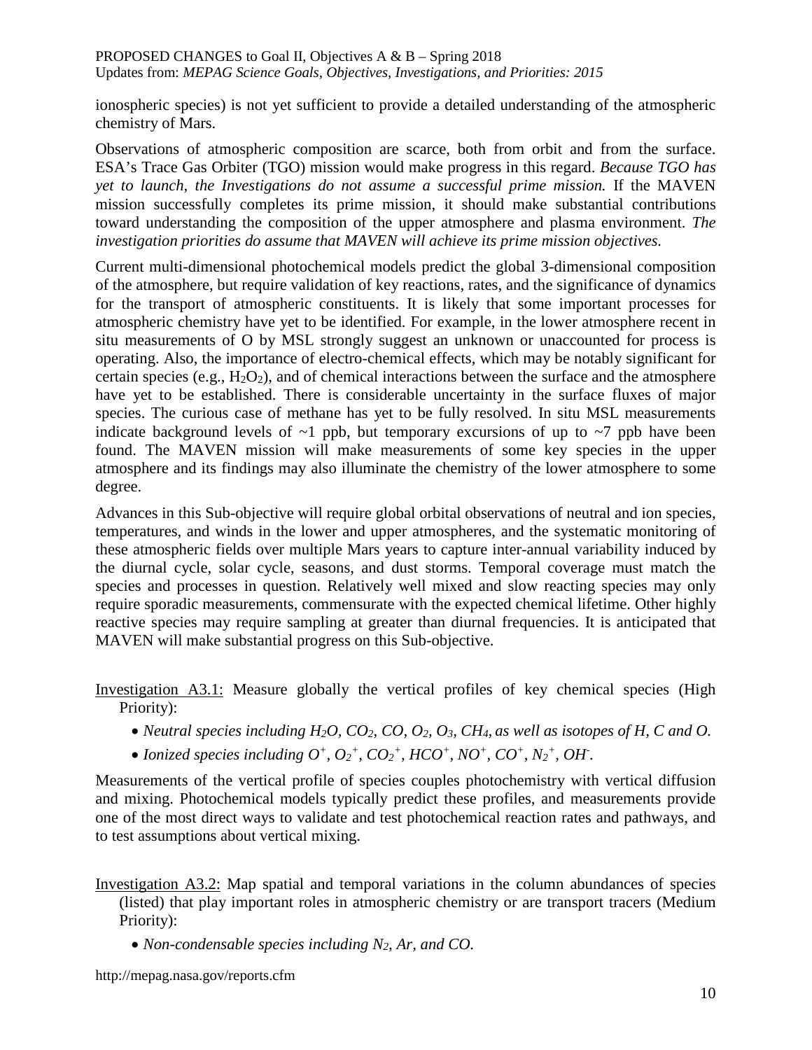ionospheric species) is not yet sufficient to provide a detailed understanding of the atmospheric chemistry of Mars.

Observations of atmospheric composition are scarce, both from orbit and from the surface. ESA's Trace Gas Orbiter (TGO) mission would make progress in this regard. *Because TGO has yet to launch, the Investigations do not assume a successful prime mission.* If the MAVEN mission successfully completes its prime mission, it should make substantial contributions toward understanding the composition of the upper atmosphere and plasma environment. *The investigation priorities do assume that MAVEN will achieve its prime mission objectives.*

Current multi-dimensional photochemical models predict the global 3-dimensional composition of the atmosphere, but require validation of key reactions, rates, and the significance of dynamics for the transport of atmospheric constituents. It is likely that some important processes for atmospheric chemistry have yet to be identified. For example, in the lower atmosphere recent in situ measurements of O by MSL strongly suggest an unknown or unaccounted for process is operating. Also, the importance of electro-chemical effects, which may be notably significant for certain species (e.g., $H_2O_2$), and of chemical interactions between the surface and the atmosphere have yet to be established. There is considerable uncertainty in the surface fluxes of major species. The curious case of methane has yet to be fully resolved. In situ MSL measurements indicate background levels of ~1 ppb, but temporary excursions of up to ~7 ppb have been found. The MAVEN mission will make measurements of some key species in the upper atmosphere and its findings may also illuminate the chemistry of the lower atmosphere to some degree.

Advances in this Sub-objective will require global orbital observations of neutral and ion species, temperatures, and winds in the lower and upper atmospheres, and the systematic monitoring of these atmospheric fields over multiple Mars years to capture inter-annual variability induced by the diurnal cycle, solar cycle, seasons, and dust storms. Temporal coverage must match the species and processes in question. Relatively well mixed and slow reacting species may only require sporadic measurements, commensurate with the expected chemical lifetime. Other highly reactive species may require sampling at greater than diurnal frequencies. It is anticipated that MAVEN will make substantial progress on this Sub-objective.

Investigation A3.1: Measure globally the vertical profiles of key chemical species (High Priority):

- *Neutral species including $H_2O$, $CO_2$, CO, $O_2$, $O_3$, $CH_4$, as well as isotopes of H, C and O.*
- *Ionized species including $O^+$, $O_2^+$, $CO_2^+$, $HCO^+$, $NO^+$, $CO^+$, $N_2^+$, $OH^-$.*

Measurements of the vertical profile of species couples photochemistry with vertical diffusion and mixing. Photochemical models typically predict these profiles, and measurements provide one of the most direct ways to validate and test photochemical reaction rates and pathways, and to test assumptions about vertical mixing.

Investigation A3.2: Map spatial and temporal variations in the column abundances of species (listed) that play important roles in atmospheric chemistry or are transport tracers (Medium Priority):

- *Non-condensable species including $N_2$, Ar, and CO.*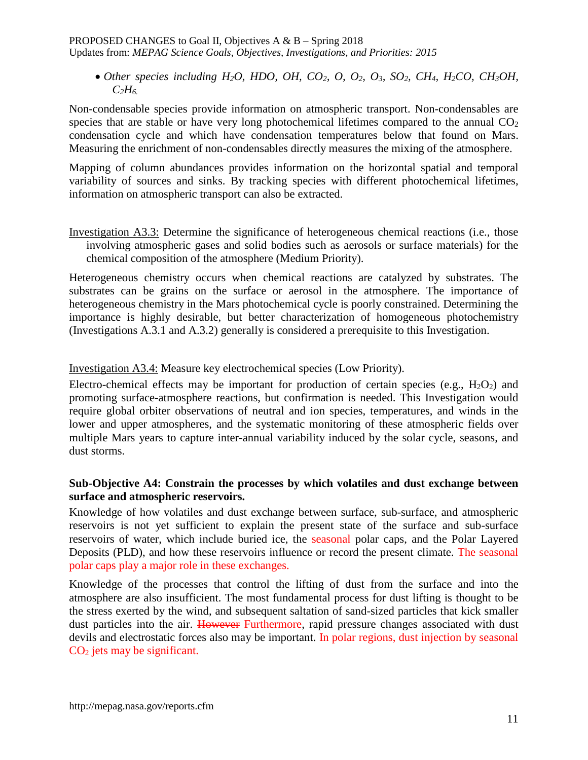- *Other species including $H_2O$, HDO, OH, $CO_2$, O, $O_2$, $O_3$, $SO_2$, $CH_4$, $H_2CO$, $CH_3OH$, $C_2H_6$.*

Non-condensable species provide information on atmospheric transport. Non-condensables are species that are stable or have very long photochemical lifetimes compared to the annual $CO_2$ condensation cycle and which have condensation temperatures below that found on Mars. Measuring the enrichment of non-condensables directly measures the mixing of the atmosphere.

Mapping of column abundances provides information on the horizontal spatial and temporal variability of sources and sinks. By tracking species with different photochemical lifetimes, information on atmospheric transport can also be extracted.

Investigation A3.3: Determine the significance of heterogeneous chemical reactions (i.e., those involving atmospheric gases and solid bodies such as aerosols or surface materials) for the chemical composition of the atmosphere (Medium Priority).

Heterogeneous chemistry occurs when chemical reactions are catalyzed by substrates. The substrates can be grains on the surface or aerosol in the atmosphere. The importance of heterogeneous chemistry in the Mars photochemical cycle is poorly constrained. Determining the importance is highly desirable, but better characterization of homogeneous photochemistry (Investigations A.3.1 and A.3.2) generally is considered a prerequisite to this Investigation.

Investigation A3.4: Measure key electrochemical species (Low Priority).

Electro-chemical effects may be important for production of certain species (e.g., $H_2O_2$) and promoting surface-atmosphere reactions, but confirmation is needed. This Investigation would require global orbiter observations of neutral and ion species, temperatures, and winds in the lower and upper atmospheres, and the systematic monitoring of these atmospheric fields over multiple Mars years to capture inter-annual variability induced by the solar cycle, seasons, and dust storms.

**Sub-Objective A4: Constrain the processes by which volatiles and dust exchange between surface and atmospheric reservoirs.**

Knowledge of how volatiles and dust exchange between surface, sub-surface, and atmospheric reservoirs is not yet sufficient to explain the present state of the surface and sub-surface reservoirs of water, which include buried ice, the seasonal polar caps, and the Polar Layered Deposits (PLD), and how these reservoirs influence or record the present climate. The seasonal polar caps play a major role in these exchanges.

Knowledge of the processes that control the lifting of dust from the surface and into the atmosphere are also insufficient. The most fundamental process for dust lifting is thought to be the stress exerted by the wind, and subsequent saltation of sand-sized particles that kick smaller dust particles into the air. ~~However~~ Furthermore, rapid pressure changes associated with dust devils and electrostatic forces also may be important. In polar regions, dust injection by seasonal $CO_2$ jets may be significant.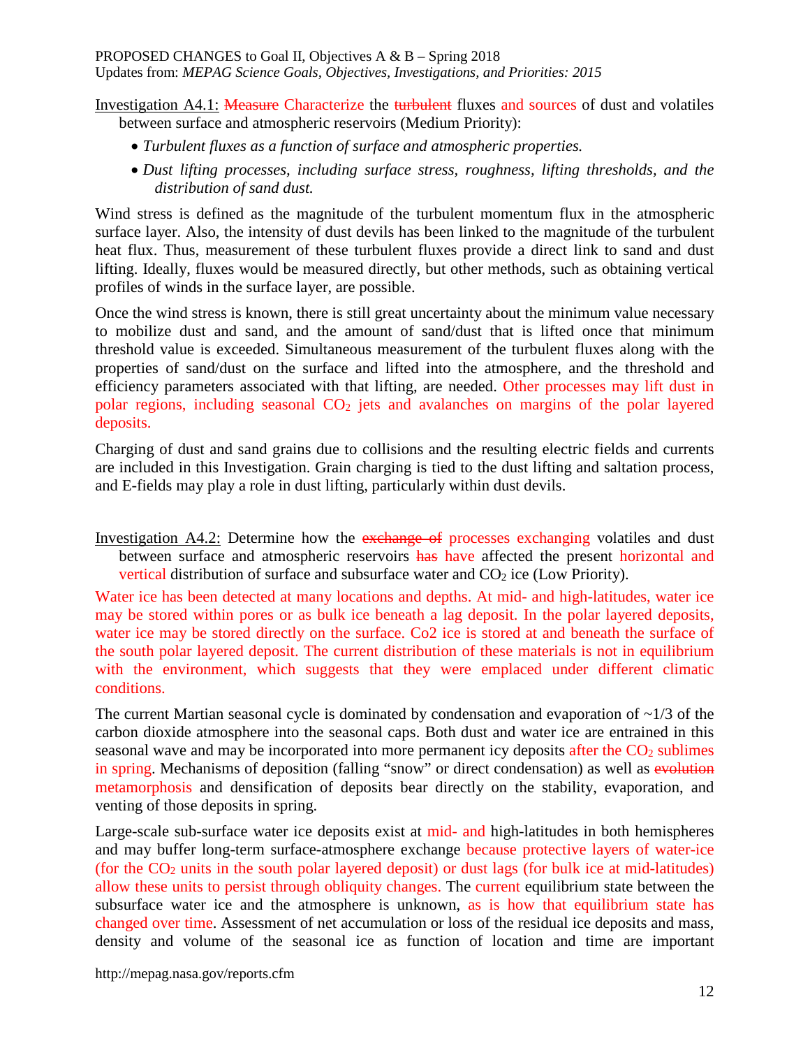Investigation A4.1: ~~Measure~~ Characterize the ~~turbulent~~ fluxes and sources of dust and volatiles between surface and atmospheric reservoirs (Medium Priority):

- *Turbulent fluxes as a function of surface and atmospheric properties.*
- *Dust lifting processes, including surface stress, roughness, lifting thresholds, and the distribution of sand dust.*

Wind stress is defined as the magnitude of the turbulent momentum flux in the atmospheric surface layer. Also, the intensity of dust devils has been linked to the magnitude of the turbulent heat flux. Thus, measurement of these turbulent fluxes provide a direct link to sand and dust lifting. Ideally, fluxes would be measured directly, but other methods, such as obtaining vertical profiles of winds in the surface layer, are possible.

Once the wind stress is known, there is still great uncertainty about the minimum value necessary to mobilize dust and sand, and the amount of sand/dust that is lifted once that minimum threshold value is exceeded. Simultaneous measurement of the turbulent fluxes along with the properties of sand/dust on the surface and lifted into the atmosphere, and the threshold and efficiency parameters associated with that lifting, are needed. Other processes may lift dust in polar regions, including seasonal $CO_2$ jets and avalanches on margins of the polar layered deposits.

Charging of dust and sand grains due to collisions and the resulting electric fields and currents are included in this Investigation. Grain charging is tied to the dust lifting and saltation process, and E-fields may play a role in dust lifting, particularly within dust devils.

Investigation A4.2: Determine how the ~~exchange of~~ processes exchanging volatiles and dust between surface and atmospheric reservoirs ~~has~~ have affected the present horizontal and vertical distribution of surface and subsurface water and $CO_2$ ice (Low Priority).

Water ice has been detected at many locations and depths. At mid- and high-latitudes, water ice may be stored within pores or as bulk ice beneath a lag deposit. In the polar layered deposits, water ice may be stored directly on the surface. Co2 ice is stored at and beneath the surface of the south polar layered deposit. The current distribution of these materials is not in equilibrium with the environment, which suggests that they were emplaced under different climatic conditions.

The current Martian seasonal cycle is dominated by condensation and evaporation of ~1/3 of the carbon dioxide atmosphere into the seasonal caps. Both dust and water ice are entrained in this seasonal wave and may be incorporated into more permanent icy deposits after the $CO_2$ sublimes in spring. Mechanisms of deposition (falling "snow" or direct condensation) as well as ~~evolution~~ metamorphosis and densification of deposits bear directly on the stability, evaporation, and venting of those deposits in spring.

Large-scale sub-surface water ice deposits exist at mid- and high-latitudes in both hemispheres and may buffer long-term surface-atmosphere exchange because protective layers of water-ice (for the $CO_2$ units in the south polar layered deposit) or dust lags (for bulk ice at mid-latitudes) allow these units to persist through obliquity changes. The current equilibrium state between the subsurface water ice and the atmosphere is unknown, as is how that equilibrium state has changed over time. Assessment of net accumulation or loss of the residual ice deposits and mass, density and volume of the seasonal ice as function of location and time are important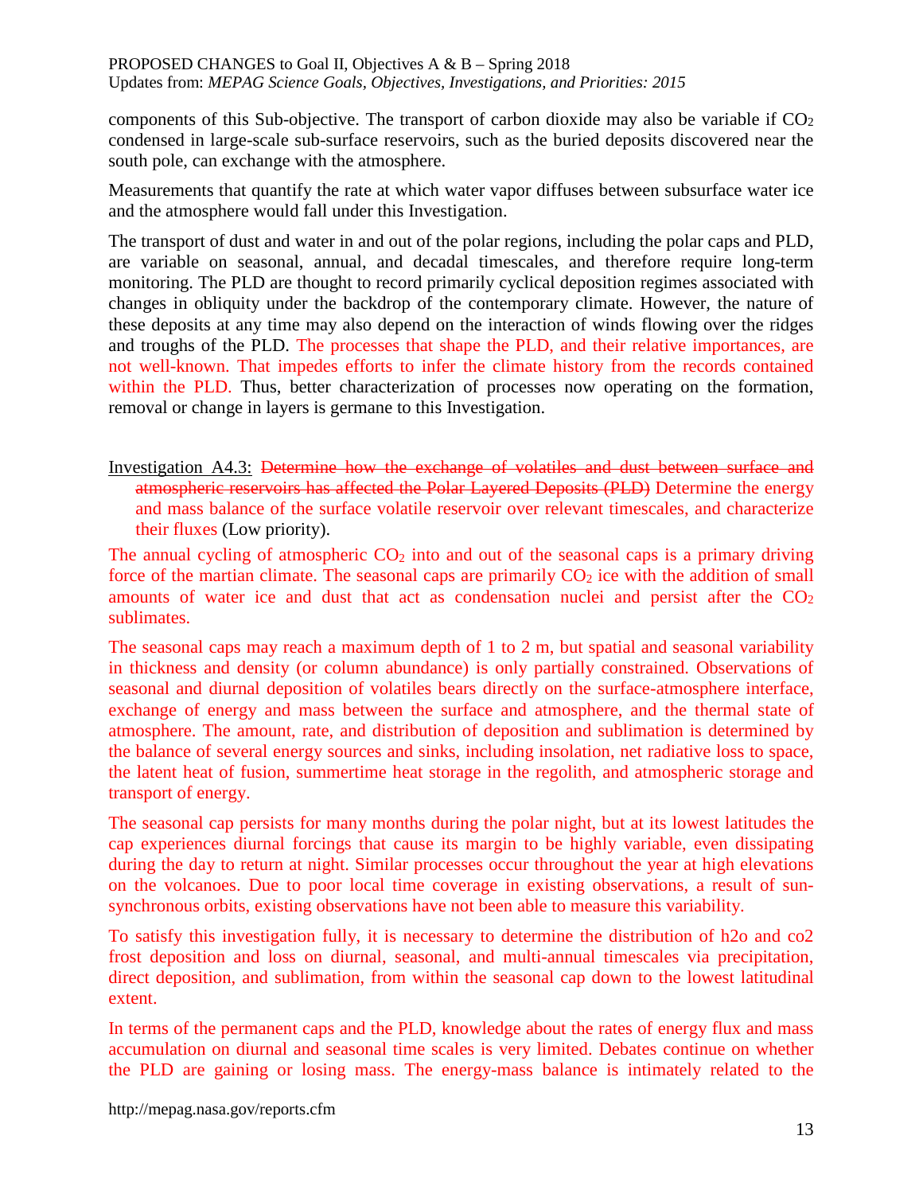components of this Sub-objective. The transport of carbon dioxide may also be variable if $CO_2$ condensed in large-scale sub-surface reservoirs, such as the buried deposits discovered near the south pole, can exchange with the atmosphere.

Measurements that quantify the rate at which water vapor diffuses between subsurface water ice and the atmosphere would fall under this Investigation.

The transport of dust and water in and out of the polar regions, including the polar caps and PLD, are variable on seasonal, annual, and decadal timescales, and therefore require long-term monitoring. The PLD are thought to record primarily cyclical deposition regimes associated with changes in obliquity under the backdrop of the contemporary climate. However, the nature of these deposits at any time may also depend on the interaction of winds flowing over the ridges and troughs of the PLD. The processes that shape the PLD, and their relative importances, are not well-known. That impedes efforts to infer the climate history from the records contained within the PLD. Thus, better characterization of processes now operating on the formation, removal or change in layers is germane to this Investigation.

Investigation A4.3: ~~Determine how the exchange of volatiles and dust between surface and atmospheric reservoirs has affected the Polar Layered Deposits (PLD)~~ Determine the energy and mass balance of the surface volatile reservoir over relevant timescales, and characterize their fluxes (Low priority).

The annual cycling of atmospheric $CO_2$ into and out of the seasonal caps is a primary driving force of the martian climate. The seasonal caps are primarily $CO_2$ ice with the addition of small amounts of water ice and dust that act as condensation nuclei and persist after the $CO_2$ sublimates.

The seasonal caps may reach a maximum depth of 1 to 2 m, but spatial and seasonal variability in thickness and density (or column abundance) is only partially constrained. Observations of seasonal and diurnal deposition of volatiles bears directly on the surface-atmosphere interface, exchange of energy and mass between the surface and atmosphere, and the thermal state of atmosphere. The amount, rate, and distribution of deposition and sublimation is determined by the balance of several energy sources and sinks, including insolation, net radiative loss to space, the latent heat of fusion, summertime heat storage in the regolith, and atmospheric storage and transport of energy.

The seasonal cap persists for many months during the polar night, but at its lowest latitudes the cap experiences diurnal forcings that cause its margin to be highly variable, even dissipating during the day to return at night. Similar processes occur throughout the year at high elevations on the volcanoes. Due to poor local time coverage in existing observations, a result of sun-synchronous orbits, existing observations have not been able to measure this variability.

To satisfy this investigation fully, it is necessary to determine the distribution of h2o and co2 frost deposition and loss on diurnal, seasonal, and multi-annual timescales via precipitation, direct deposition, and sublimation, from within the seasonal cap down to the lowest latitudinal extent.

In terms of the permanent caps and the PLD, knowledge about the rates of energy flux and mass accumulation on diurnal and seasonal time scales is very limited. Debates continue on whether the PLD are gaining or losing mass. The energy-mass balance is intimately related to the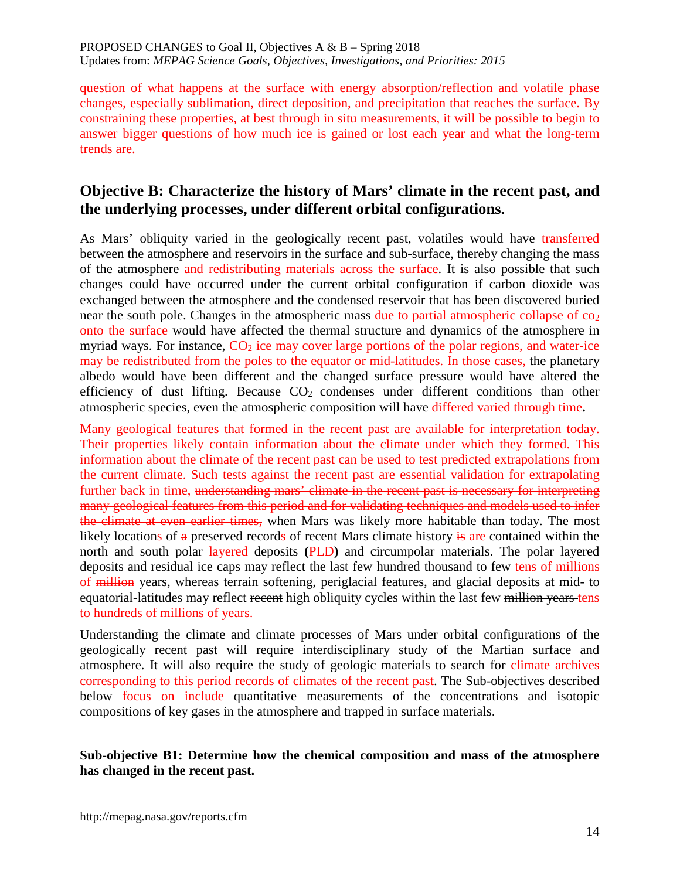question of what happens at the surface with energy absorption/reflection and volatile phase changes, especially sublimation, direct deposition, and precipitation that reaches the surface. By constraining these properties, at best through in situ measurements, it will be possible to begin to answer bigger questions of how much ice is gained or lost each year and what the long-term trends are.

## Objective B: Characterize the history of Mars' climate in the recent past, and the underlying processes, under different orbital configurations.

As Mars' obliquity varied in the geologically recent past, volatiles would have transferred between the atmosphere and reservoirs in the surface and sub-surface, thereby changing the mass of the atmosphere and redistributing materials across the surface. It is also possible that such changes could have occurred under the current orbital configuration if carbon dioxide was exchanged between the atmosphere and the condensed reservoir that has been discovered buried near the south pole. Changes in the atmospheric mass due to partial atmospheric collapse of $co_2$ onto the surface would have affected the thermal structure and dynamics of the atmosphere in myriad ways. For instance, $CO_2$ ice may cover large portions of the polar regions, and water-ice may be redistributed from the poles to the equator or mid-latitudes. In those cases, the planetary albedo would have been different and the changed surface pressure would have altered the efficiency of dust lifting. Because $CO_2$ condenses under different conditions than other atmospheric species, even the atmospheric composition will have ~~differed~~ varied through time**.**

Many geological features that formed in the recent past are available for interpretation today. Their properties likely contain information about the climate under which they formed. This information about the climate of the recent past can be used to test predicted extrapolations from the current climate. Such tests against the recent past are essential validation for extrapolating further back in time, ~~understanding mars' climate in the recent past is necessary for interpreting many geological features from this period and for validating techniques and models used to infer the climate at even earlier times,~~ when Mars was likely more habitable than today. The most likely locations of ~~a~~ preserved records of recent Mars climate history ~~is~~ are contained within the north and south polar layered deposits **(**PLD**)** and circumpolar materials. The polar layered deposits and residual ice caps may reflect the last few hundred thousand to few tens of millions of ~~million~~ years, whereas terrain softening, periglacial features, and glacial deposits at mid- to equatorial-latitudes may reflect ~~recent~~ high obliquity cycles within the last few ~~million years~~ tens to hundreds of millions of years.

Understanding the climate and climate processes of Mars under orbital configurations of the geologically recent past will require interdisciplinary study of the Martian surface and atmosphere. It will also require the study of geologic materials to search for climate archives corresponding to this period ~~records of climates of the recent past~~. The Sub-objectives described below ~~focus on~~ include quantitative measurements of the concentrations and isotopic compositions of key gases in the atmosphere and trapped in surface materials.

**Sub-objective B1: Determine how the chemical composition and mass of the atmosphere has changed in the recent past.**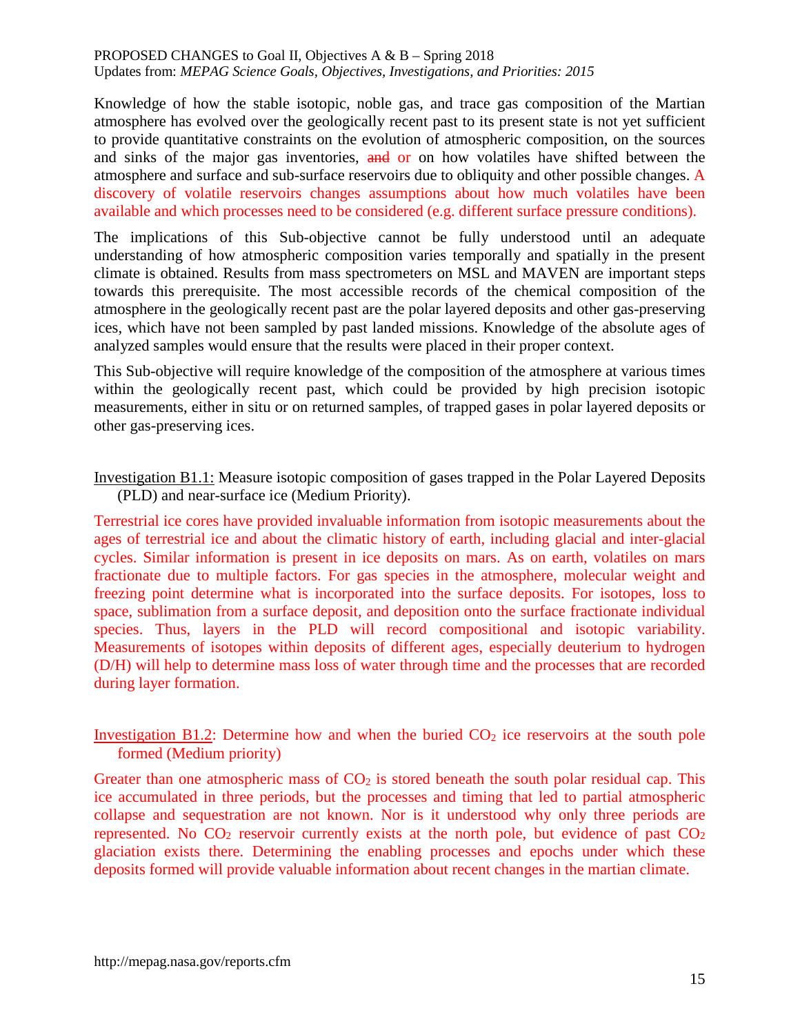Knowledge of how the stable isotopic, noble gas, and trace gas composition of the Martian atmosphere has evolved over the geologically recent past to its present state is not yet sufficient to provide quantitative constraints on the evolution of atmospheric composition, on the sources and sinks of the major gas inventories, ~~and~~ or on how volatiles have shifted between the atmosphere and surface and sub-surface reservoirs due to obliquity and other possible changes. A discovery of volatile reservoirs changes assumptions about how much volatiles have been available and which processes need to be considered (e.g. different surface pressure conditions).

The implications of this Sub-objective cannot be fully understood until an adequate understanding of how atmospheric composition varies temporally and spatially in the present climate is obtained. Results from mass spectrometers on MSL and MAVEN are important steps towards this prerequisite. The most accessible records of the chemical composition of the atmosphere in the geologically recent past are the polar layered deposits and other gas-preserving ices, which have not been sampled by past landed missions. Knowledge of the absolute ages of analyzed samples would ensure that the results were placed in their proper context.

This Sub-objective will require knowledge of the composition of the atmosphere at various times within the geologically recent past, which could be provided by high precision isotopic measurements, either in situ or on returned samples, of trapped gases in polar layered deposits or other gas-preserving ices.

<u>Investigation B1.1:</u> Measure isotopic composition of gases trapped in the Polar Layered Deposits (PLD) and near-surface ice (Medium Priority).

Terrestrial ice cores have provided invaluable information from isotopic measurements about the ages of terrestrial ice and about the climatic history of earth, including glacial and inter-glacial cycles. Similar information is present in ice deposits on mars. As on earth, volatiles on mars fractionate due to multiple factors. For gas species in the atmosphere, molecular weight and freezing point determine what is incorporated into the surface deposits. For isotopes, loss to space, sublimation from a surface deposit, and deposition onto the surface fractionate individual species. Thus, layers in the PLD will record compositional and isotopic variability. Measurements of isotopes within deposits of different ages, especially deuterium to hydrogen (D/H) will help to determine mass loss of water through time and the processes that are recorded during layer formation.

<u>Investigation B1.2</u>: Determine how and when the buried $CO_2$ ice reservoirs at the south pole formed (Medium priority)

Greater than one atmospheric mass of $CO_2$ is stored beneath the south polar residual cap. This ice accumulated in three periods, but the processes and timing that led to partial atmospheric collapse and sequestration are not known. Nor is it understood why only three periods are represented. No $CO_2$ reservoir currently exists at the north pole, but evidence of past $CO_2$ glaciation exists there. Determining the enabling processes and epochs under which these deposits formed will provide valuable information about recent changes in the martian climate.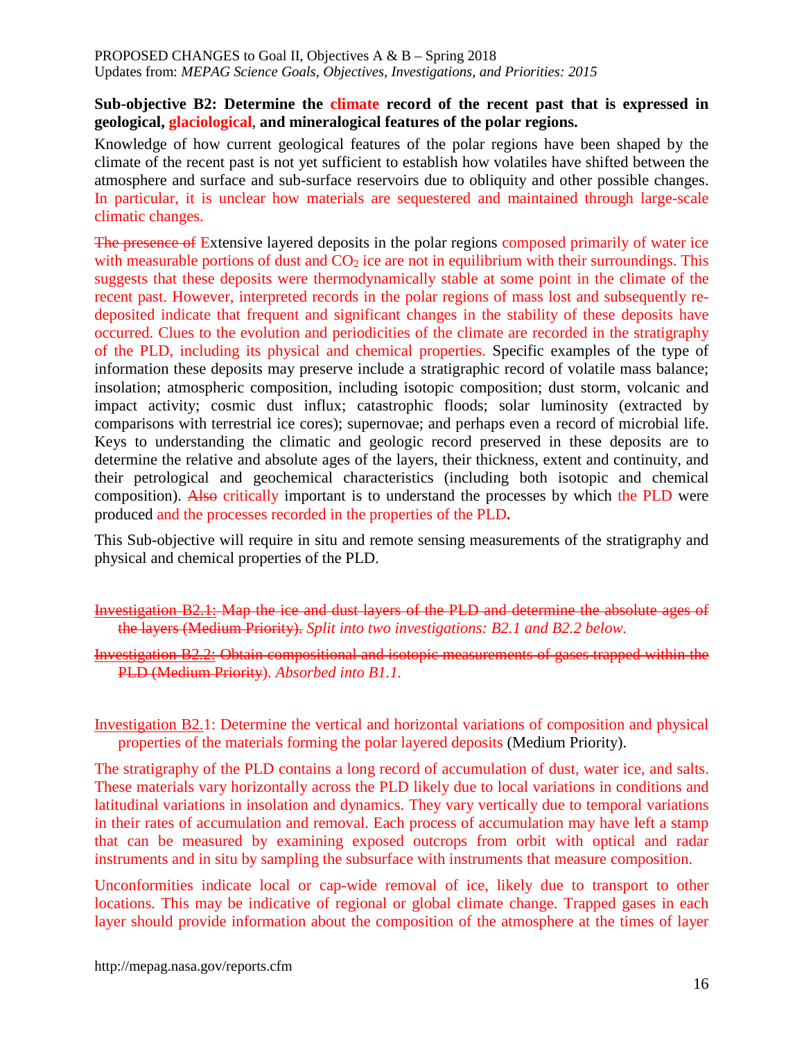PROPOSED CHANGES to Goal II, Objectives A & B – Spring 2018
Updates from: *MEPAG Science Goals, Objectives, Investigations, and Priorities: 2015*

**Sub-objective B2: Determine the climate record of the recent past that is expressed in geological, glaciological, and mineralogical features of the polar regions.**

Knowledge of how current geological features of the polar regions have been shaped by the climate of the recent past is not yet sufficient to establish how volatiles have shifted between the atmosphere and surface and sub-surface reservoirs due to obliquity and other possible changes. In particular, it is unclear how materials are sequestered and maintained through large-scale climatic changes.

~~The presence of~~ Extensive layered deposits in the polar regions composed primarily of water ice with measurable portions of dust and $CO_2$ ice are not in equilibrium with their surroundings. This suggests that these deposits were thermodynamically stable at some point in the climate of the recent past. However, interpreted records in the polar regions of mass lost and subsequently re-deposited indicate that frequent and significant changes in the stability of these deposits have occurred. Clues to the evolution and periodicities of the climate are recorded in the stratigraphy of the PLD, including its physical and chemical properties. Specific examples of the type of information these deposits may preserve include a stratigraphic record of volatile mass balance; insolation; atmospheric composition, including isotopic composition; dust storm, volcanic and impact activity; cosmic dust influx; catastrophic floods; solar luminosity (extracted by comparisons with terrestrial ice cores); supernovae; and perhaps even a record of microbial life. Keys to understanding the climatic and geologic record preserved in these deposits are to determine the relative and absolute ages of the layers, their thickness, extent and continuity, and their petrological and geochemical characteristics (including both isotopic and chemical composition). ~~Also~~ critically important is to understand the processes by which the PLD were produced and the processes recorded in the properties of the PLD**.**

This Sub-objective will require in situ and remote sensing measurements of the stratigraphy and physical and chemical properties of the PLD.

~~Investigation B2.1: Map the ice and dust layers of the PLD and determine the absolute ages of the layers (Medium Priority).~~ *Split into two investigations: B2.1 and B2.2 below.*

~~Investigation B2.2: Obtain compositional and isotopic measurements of gases trapped within the PLD (Medium Priority)~~. *Absorbed into B1.1.*

Investigation B2.1: Determine the vertical and horizontal variations of composition and physical properties of the materials forming the polar layered deposits (Medium Priority).

The stratigraphy of the PLD contains a long record of accumulation of dust, water ice, and salts. These materials vary horizontally across the PLD likely due to local variations in conditions and latitudinal variations in insolation and dynamics. They vary vertically due to temporal variations in their rates of accumulation and removal. Each process of accumulation may have left a stamp that can be measured by examining exposed outcrops from orbit with optical and radar instruments and in situ by sampling the subsurface with instruments that measure composition.

Unconformities indicate local or cap-wide removal of ice, likely due to transport to other locations. This may be indicative of regional or global climate change. Trapped gases in each layer should provide information about the composition of the atmosphere at the times of layer

http://mepag.nasa.gov/reports.cfm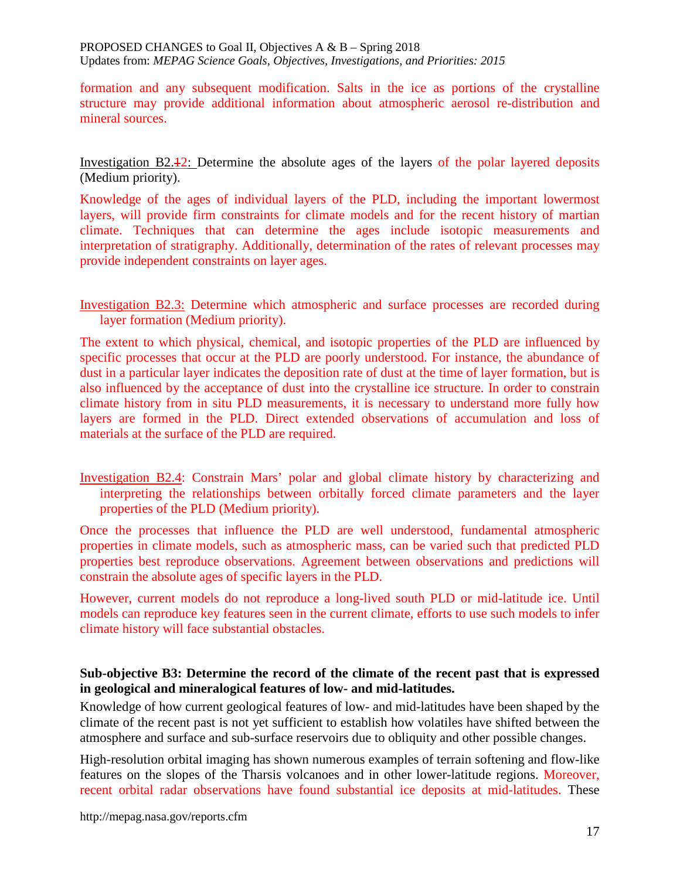formation and any subsequent modification. Salts in the ice as portions of the crystalline structure may provide additional information about atmospheric aerosol re-distribution and mineral sources.

Investigation B2.~~1~~2: Determine the absolute ages of the layers of the polar layered deposits (Medium priority).

Knowledge of the ages of individual layers of the PLD, including the important lowermost layers, will provide firm constraints for climate models and for the recent history of martian climate. Techniques that can determine the ages include isotopic measurements and interpretation of stratigraphy. Additionally, determination of the rates of relevant processes may provide independent constraints on layer ages.

Investigation B2.3: Determine which atmospheric and surface processes are recorded during layer formation (Medium priority).

The extent to which physical, chemical, and isotopic properties of the PLD are influenced by specific processes that occur at the PLD are poorly understood. For instance, the abundance of dust in a particular layer indicates the deposition rate of dust at the time of layer formation, but is also influenced by the acceptance of dust into the crystalline ice structure. In order to constrain climate history from in situ PLD measurements, it is necessary to understand more fully how layers are formed in the PLD. Direct extended observations of accumulation and loss of materials at the surface of the PLD are required.

Investigation B2.4: Constrain Mars' polar and global climate history by characterizing and interpreting the relationships between orbitally forced climate parameters and the layer properties of the PLD (Medium priority).

Once the processes that influence the PLD are well understood, fundamental atmospheric properties in climate models, such as atmospheric mass, can be varied such that predicted PLD properties best reproduce observations. Agreement between observations and predictions will constrain the absolute ages of specific layers in the PLD.

However, current models do not reproduce a long-lived south PLD or mid-latitude ice. Until models can reproduce key features seen in the current climate, efforts to use such models to infer climate history will face substantial obstacles.

**Sub-objective B3: Determine the record of the climate of the recent past that is expressed in geological and mineralogical features of low- and mid-latitudes.**

Knowledge of how current geological features of low- and mid-latitudes have been shaped by the climate of the recent past is not yet sufficient to establish how volatiles have shifted between the atmosphere and surface and sub-surface reservoirs due to obliquity and other possible changes.

High-resolution orbital imaging has shown numerous examples of terrain softening and flow-like features on the slopes of the Tharsis volcanoes and in other lower-latitude regions. Moreover, recent orbital radar observations have found substantial ice deposits at mid-latitudes. These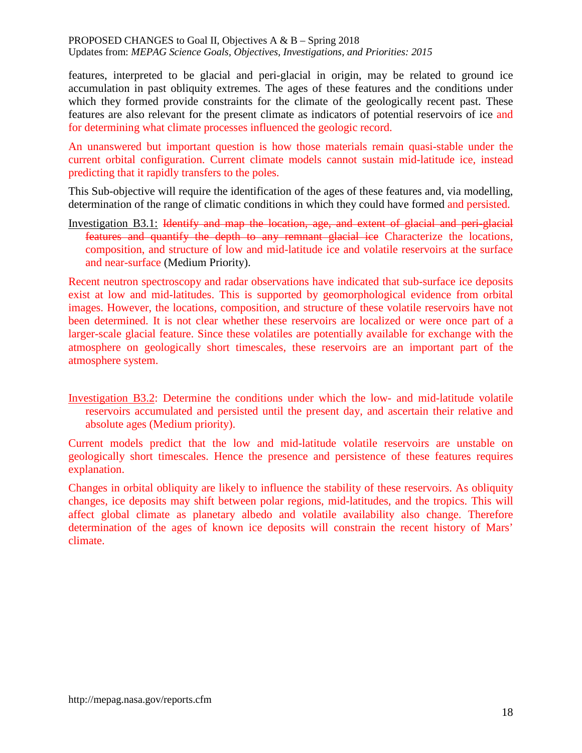features, interpreted to be glacial and peri-glacial in origin, may be related to ground ice accumulation in past obliquity extremes. The ages of these features and the conditions under which they formed provide constraints for the climate of the geologically recent past. These features are also relevant for the present climate as indicators of potential reservoirs of ice and for determining what climate processes influenced the geologic record.

An unanswered but important question is how those materials remain quasi-stable under the current orbital configuration. Current climate models cannot sustain mid-latitude ice, instead predicting that it rapidly transfers to the poles.

This Sub-objective will require the identification of the ages of these features and, via modelling, determination of the range of climatic conditions in which they could have formed and persisted.

Investigation B3.1: ~~Identify and map the location, age, and extent of glacial and peri-glacial features and quantify the depth to any remnant glacial ice~~ Characterize the locations, composition, and structure of low and mid-latitude ice and volatile reservoirs at the surface and near-surface (Medium Priority).

Recent neutron spectroscopy and radar observations have indicated that sub-surface ice deposits exist at low and mid-latitudes. This is supported by geomorphological evidence from orbital images. However, the locations, composition, and structure of these volatile reservoirs have not been determined. It is not clear whether these reservoirs are localized or were once part of a larger-scale glacial feature. Since these volatiles are potentially available for exchange with the atmosphere on geologically short timescales, these reservoirs are an important part of the atmosphere system.

Investigation B3.2: Determine the conditions under which the low- and mid-latitude volatile reservoirs accumulated and persisted until the present day, and ascertain their relative and absolute ages (Medium priority).

Current models predict that the low and mid-latitude volatile reservoirs are unstable on geologically short timescales. Hence the presence and persistence of these features requires explanation.

Changes in orbital obliquity are likely to influence the stability of these reservoirs. As obliquity changes, ice deposits may shift between polar regions, mid-latitudes, and the tropics. This will affect global climate as planetary albedo and volatile availability also change. Therefore determination of the ages of known ice deposits will constrain the recent history of Mars' climate.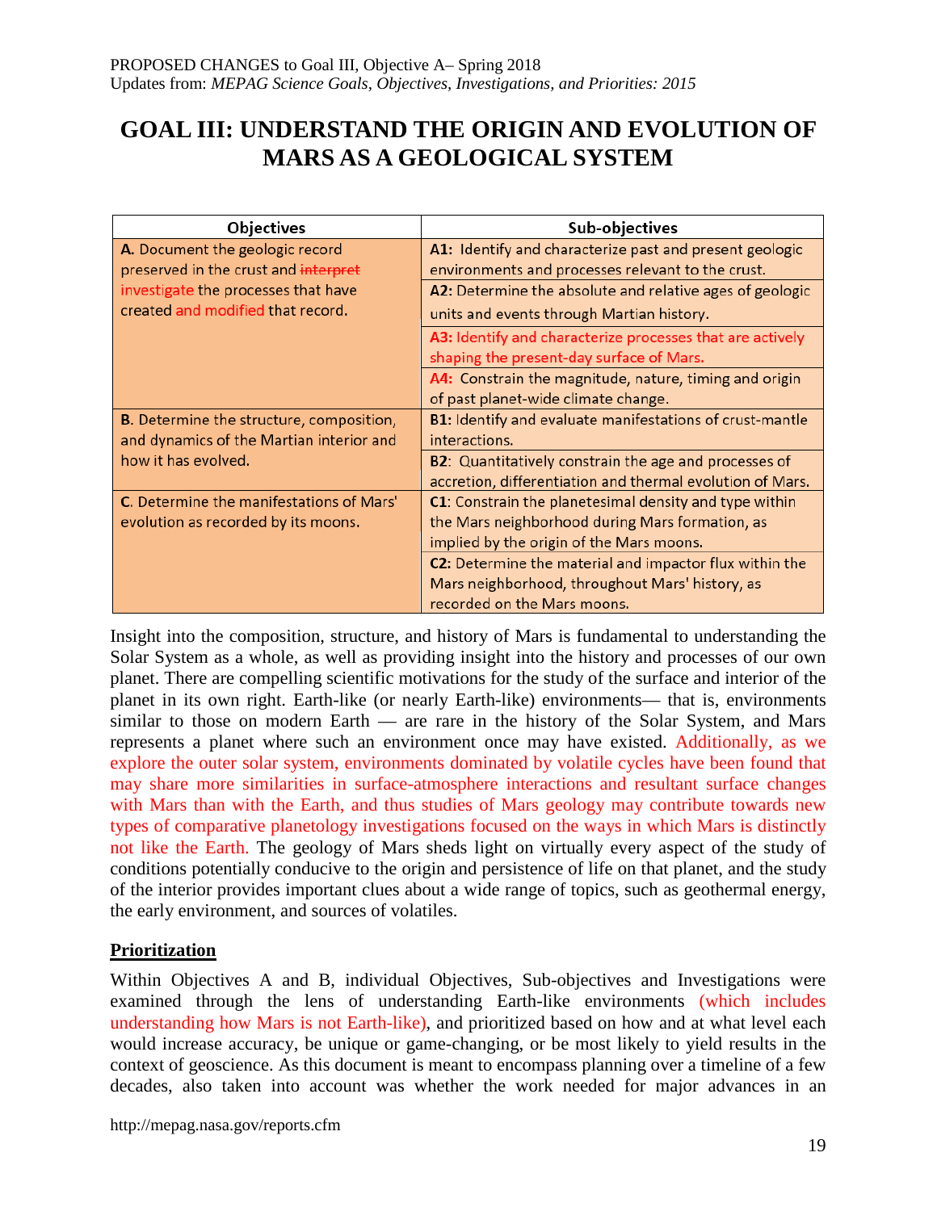PROPOSED CHANGES to Goal III, Objective A– Spring 2018
Updates from: *MEPAG Science Goals, Objectives, Investigations, and Priorities: 2015*

# GOAL III: UNDERSTAND THE ORIGIN AND EVOLUTION OF MARS AS A GEOLOGICAL SYSTEM

| Objectives | Sub-objectives |
|---|---|
| **A.** Document the geologic record preserved in the crust and ~~interpret~~ investigate the processes that have created and modified that record. | **A1:** Identify and characterize past and present geologic environments and processes relevant to the crust. |
| | **A2:** Determine the absolute and relative ages of geologic units and events through Martian history. |
| | **A3:** Identify and characterize processes that are actively shaping the present-day surface of Mars. |
| | **A4:** Constrain the magnitude, nature, timing and origin of past planet-wide climate change. |
| **B.** Determine the structure, composition, and dynamics of the Martian interior and how it has evolved. | **B1:** Identify and evaluate manifestations of crust-mantle interactions. |
| | **B2**: Quantitatively constrain the age and processes of accretion, differentiation and thermal evolution of Mars. |
| **C.** Determine the manifestations of Mars' evolution as recorded by its moons. | **C1**: Constrain the planetesimal density and type within the Mars neighborhood during Mars formation, as implied by the origin of the Mars moons. |
| | **C2:** Determine the material and impactor flux within the Mars neighborhood, throughout Mars' history, as recorded on the Mars moons. |

Insight into the composition, structure, and history of Mars is fundamental to understanding the Solar System as a whole, as well as providing insight into the history and processes of our own planet. There are compelling scientific motivations for the study of the surface and interior of the planet in its own right. Earth-like (or nearly Earth-like) environments— that is, environments similar to those on modern Earth — are rare in the history of the Solar System, and Mars represents a planet where such an environment once may have existed. Additionally, as we explore the outer solar system, environments dominated by volatile cycles have been found that may share more similarities in surface-atmosphere interactions and resultant surface changes with Mars than with the Earth, and thus studies of Mars geology may contribute towards new types of comparative planetology investigations focused on the ways in which Mars is distinctly not like the Earth. The geology of Mars sheds light on virtually every aspect of the study of conditions potentially conducive to the origin and persistence of life on that planet, and the study of the interior provides important clues about a wide range of topics, such as geothermal energy, the early environment, and sources of volatiles.

## Prioritization

Within Objectives A and B, individual Objectives, Sub-objectives and Investigations were examined through the lens of understanding Earth-like environments (which includes understanding how Mars is not Earth-like), and prioritized based on how and at what level each would increase accuracy, be unique or game-changing, or be most likely to yield results in the context of geoscience. As this document is meant to encompass planning over a timeline of a few decades, also taken into account was whether the work needed for major advances in an

http://mepag.nasa.gov/reports.cfm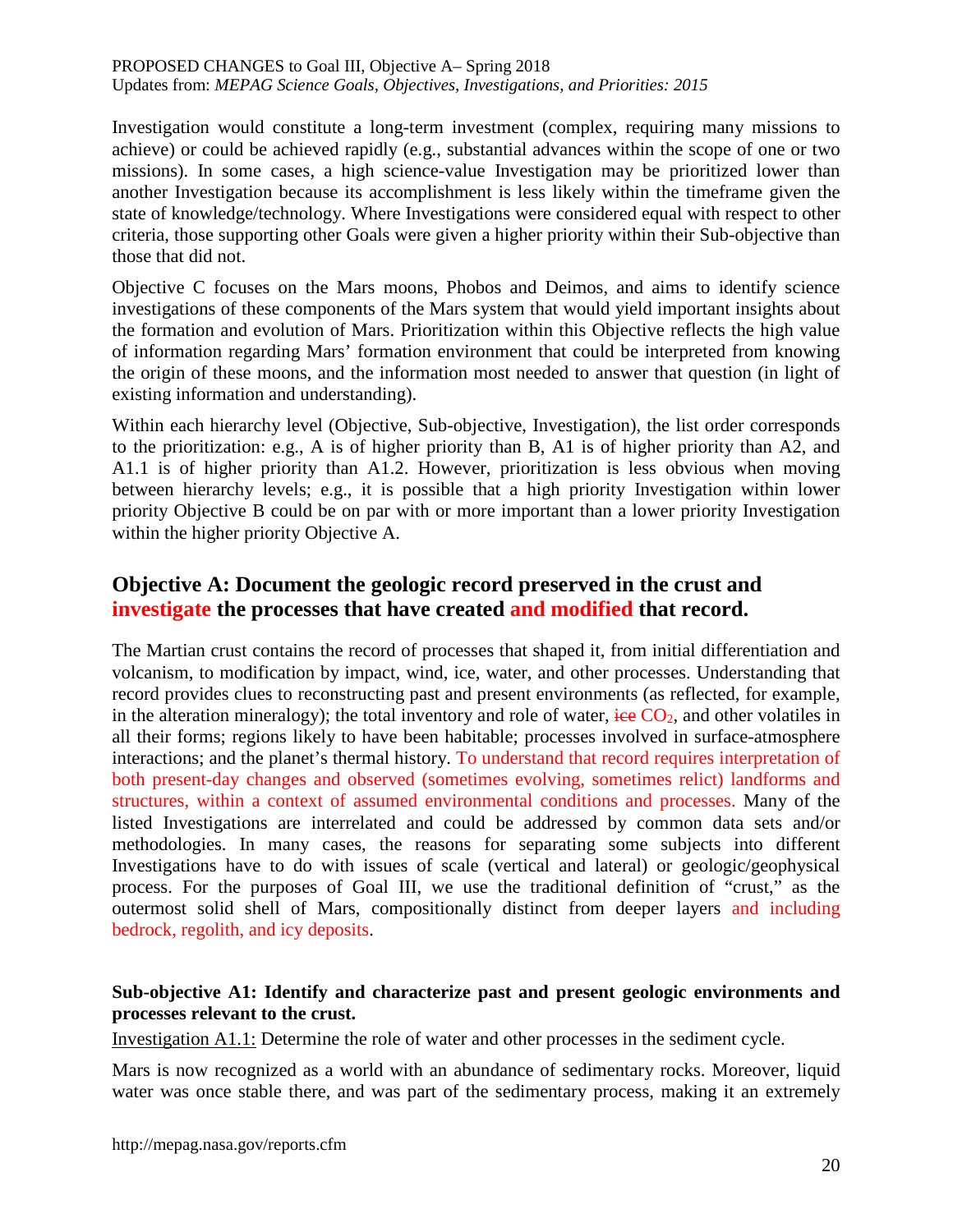Investigation would constitute a long-term investment (complex, requiring many missions to achieve) or could be achieved rapidly (e.g., substantial advances within the scope of one or two missions). In some cases, a high science-value Investigation may be prioritized lower than another Investigation because its accomplishment is less likely within the timeframe given the state of knowledge/technology. Where Investigations were considered equal with respect to other criteria, those supporting other Goals were given a higher priority within their Sub-objective than those that did not.

Objective C focuses on the Mars moons, Phobos and Deimos, and aims to identify science investigations of these components of the Mars system that would yield important insights about the formation and evolution of Mars. Prioritization within this Objective reflects the high value of information regarding Mars' formation environment that could be interpreted from knowing the origin of these moons, and the information most needed to answer that question (in light of existing information and understanding).

Within each hierarchy level (Objective, Sub-objective, Investigation), the list order corresponds to the prioritization: e.g., A is of higher priority than B, A1 is of higher priority than A2, and A1.1 is of higher priority than A1.2. However, prioritization is less obvious when moving between hierarchy levels; e.g., it is possible that a high priority Investigation within lower priority Objective B could be on par with or more important than a lower priority Investigation within the higher priority Objective A.

## Objective A: Document the geologic record preserved in the crust and investigate the processes that have created and modified that record.

The Martian crust contains the record of processes that shaped it, from initial differentiation and volcanism, to modification by impact, wind, ice, water, and other processes. Understanding that record provides clues to reconstructing past and present environments (as reflected, for example, in the alteration mineralogy); the total inventory and role of water, ~~ice~~ $CO_2$, and other volatiles in all their forms; regions likely to have been habitable; processes involved in surface-atmosphere interactions; and the planet's thermal history. To understand that record requires interpretation of both present-day changes and observed (sometimes evolving, sometimes relict) landforms and structures, within a context of assumed environmental conditions and processes. Many of the listed Investigations are interrelated and could be addressed by common data sets and/or methodologies. In many cases, the reasons for separating some subjects into different Investigations have to do with issues of scale (vertical and lateral) or geologic/geophysical process. For the purposes of Goal III, we use the traditional definition of "crust," as the outermost solid shell of Mars, compositionally distinct from deeper layers and including bedrock, regolith, and icy deposits.

**Sub-objective A1: Identify and characterize past and present geologic environments and processes relevant to the crust.**

Investigation A1.1: Determine the role of water and other processes in the sediment cycle.

Mars is now recognized as a world with an abundance of sedimentary rocks. Moreover, liquid water was once stable there, and was part of the sedimentary process, making it an extremely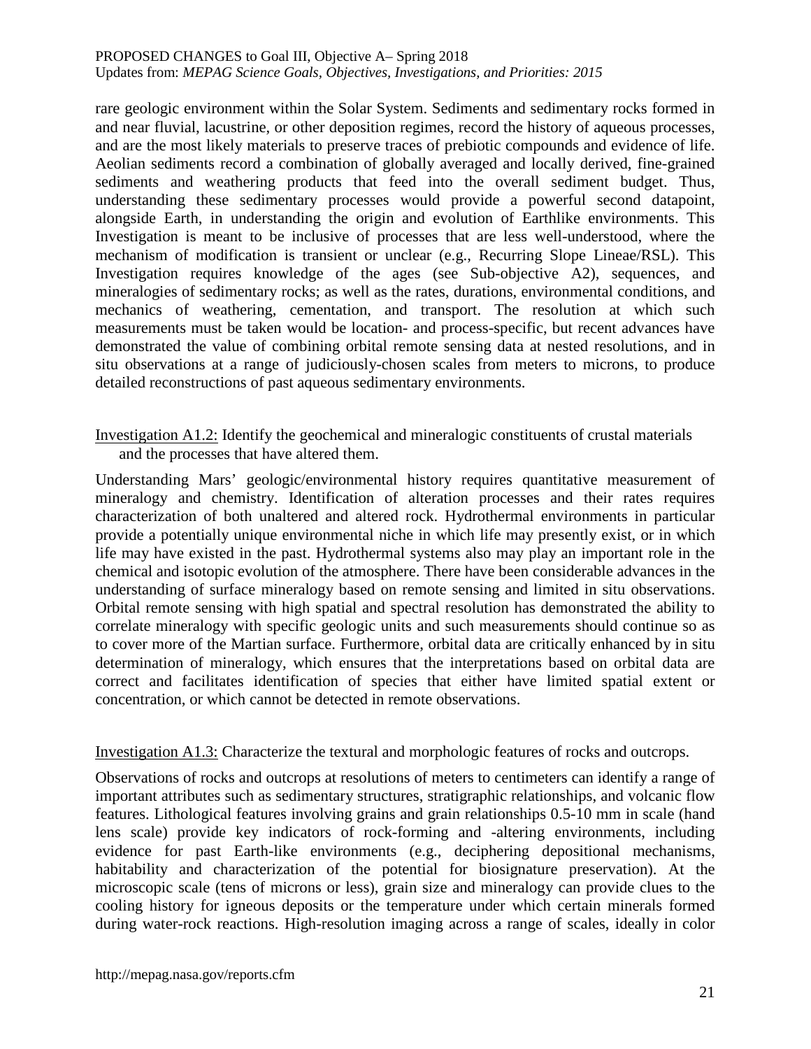rare geologic environment within the Solar System. Sediments and sedimentary rocks formed in and near fluvial, lacustrine, or other deposition regimes, record the history of aqueous processes, and are the most likely materials to preserve traces of prebiotic compounds and evidence of life. Aeolian sediments record a combination of globally averaged and locally derived, fine-grained sediments and weathering products that feed into the overall sediment budget. Thus, understanding these sedimentary processes would provide a powerful second datapoint, alongside Earth, in understanding the origin and evolution of Earthlike environments. This Investigation is meant to be inclusive of processes that are less well-understood, where the mechanism of modification is transient or unclear (e.g., Recurring Slope Lineae/RSL). This Investigation requires knowledge of the ages (see Sub-objective A2), sequences, and mineralogies of sedimentary rocks; as well as the rates, durations, environmental conditions, and mechanics of weathering, cementation, and transport. The resolution at which such measurements must be taken would be location- and process-specific, but recent advances have demonstrated the value of combining orbital remote sensing data at nested resolutions, and in situ observations at a range of judiciously-chosen scales from meters to microns, to produce detailed reconstructions of past aqueous sedimentary environments.

Investigation A1.2: Identify the geochemical and mineralogic constituents of crustal materials and the processes that have altered them.

Understanding Mars' geologic/environmental history requires quantitative measurement of mineralogy and chemistry. Identification of alteration processes and their rates requires characterization of both unaltered and altered rock. Hydrothermal environments in particular provide a potentially unique environmental niche in which life may presently exist, or in which life may have existed in the past. Hydrothermal systems also may play an important role in the chemical and isotopic evolution of the atmosphere. There have been considerable advances in the understanding of surface mineralogy based on remote sensing and limited in situ observations. Orbital remote sensing with high spatial and spectral resolution has demonstrated the ability to correlate mineralogy with specific geologic units and such measurements should continue so as to cover more of the Martian surface. Furthermore, orbital data are critically enhanced by in situ determination of mineralogy, which ensures that the interpretations based on orbital data are correct and facilitates identification of species that either have limited spatial extent or concentration, or which cannot be detected in remote observations.

Investigation A1.3: Characterize the textural and morphologic features of rocks and outcrops.

Observations of rocks and outcrops at resolutions of meters to centimeters can identify a range of important attributes such as sedimentary structures, stratigraphic relationships, and volcanic flow features. Lithological features involving grains and grain relationships 0.5-10 mm in scale (hand lens scale) provide key indicators of rock-forming and -altering environments, including evidence for past Earth-like environments (e.g., deciphering depositional mechanisms, habitability and characterization of the potential for biosignature preservation). At the microscopic scale (tens of microns or less), grain size and mineralogy can provide clues to the cooling history for igneous deposits or the temperature under which certain minerals formed during water-rock reactions. High-resolution imaging across a range of scales, ideally in color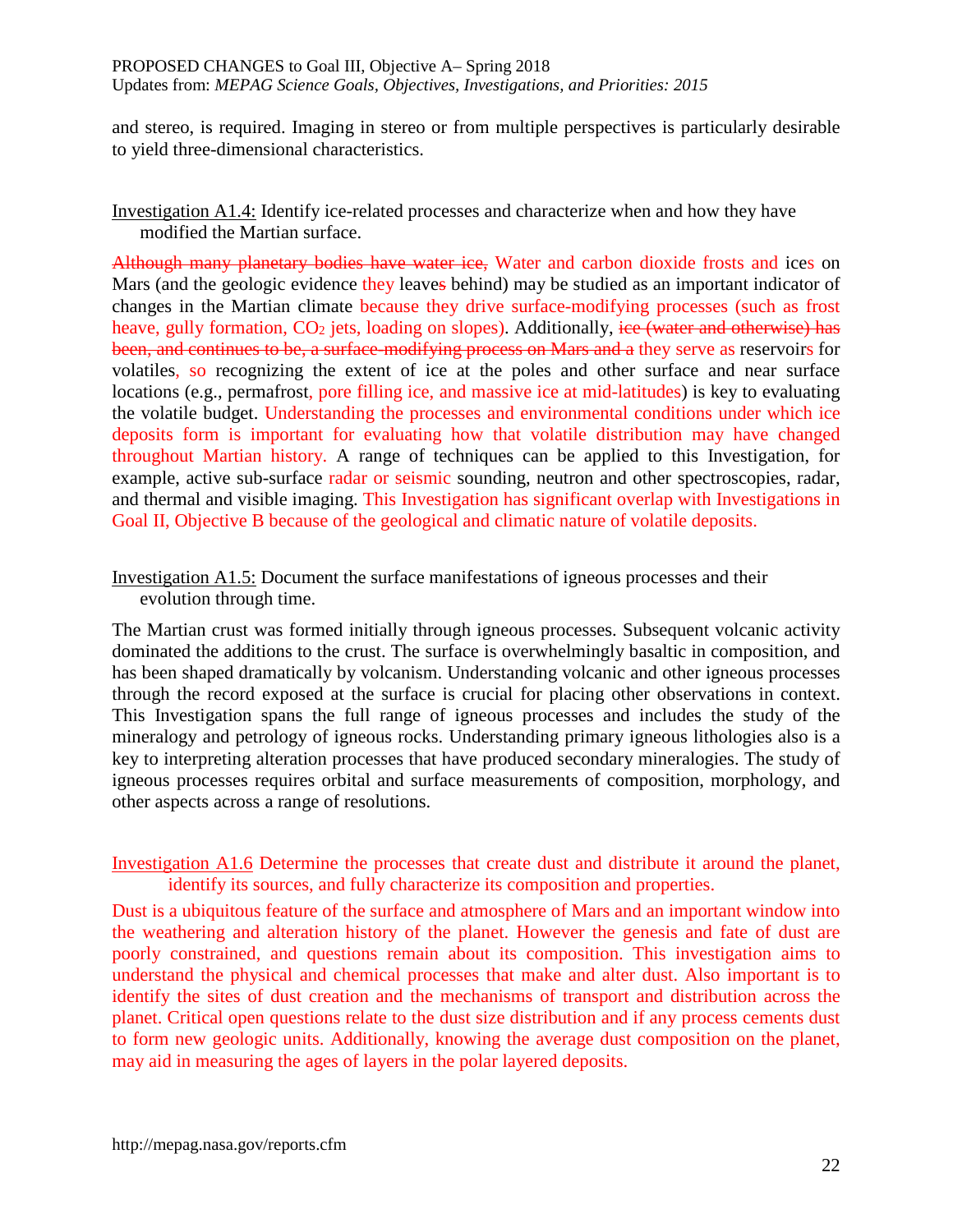and stereo, is required. Imaging in stereo or from multiple perspectives is particularly desirable to yield three-dimensional characteristics.

Investigation A1.4: Identify ice-related processes and characterize when and how they have modified the Martian surface.

~~Although many planetary bodies have water ice,~~ Water and carbon dioxide frosts and ices on Mars (and the geologic evidence they leave~~s~~ behind) may be studied as an important indicator of changes in the Martian climate because they drive surface-modifying processes (such as frost heave, gully formation, $CO_2$ jets, loading on slopes). Additionally, ~~ice (water and otherwise) has been, and continues to be, a surface-modifying process on Mars and a~~ they serve as reservoirs for volatiles, so recognizing the extent of ice at the poles and other surface and near surface locations (e.g., permafrost, pore filling ice, and massive ice at mid-latitudes) is key to evaluating the volatile budget. Understanding the processes and environmental conditions under which ice deposits form is important for evaluating how that volatile distribution may have changed throughout Martian history. A range of techniques can be applied to this Investigation, for example, active sub-surface radar or seismic sounding, neutron and other spectroscopies, radar, and thermal and visible imaging. This Investigation has significant overlap with Investigations in Goal II, Objective B because of the geological and climatic nature of volatile deposits.

Investigation A1.5: Document the surface manifestations of igneous processes and their evolution through time.

The Martian crust was formed initially through igneous processes. Subsequent volcanic activity dominated the additions to the crust. The surface is overwhelmingly basaltic in composition, and has been shaped dramatically by volcanism. Understanding volcanic and other igneous processes through the record exposed at the surface is crucial for placing other observations in context. This Investigation spans the full range of igneous processes and includes the study of the mineralogy and petrology of igneous rocks. Understanding primary igneous lithologies also is a key to interpreting alteration processes that have produced secondary mineralogies. The study of igneous processes requires orbital and surface measurements of composition, morphology, and other aspects across a range of resolutions.

Investigation A1.6 Determine the processes that create dust and distribute it around the planet, identify its sources, and fully characterize its composition and properties.

Dust is a ubiquitous feature of the surface and atmosphere of Mars and an important window into the weathering and alteration history of the planet. However the genesis and fate of dust are poorly constrained, and questions remain about its composition. This investigation aims to understand the physical and chemical processes that make and alter dust. Also important is to identify the sites of dust creation and the mechanisms of transport and distribution across the planet. Critical open questions relate to the dust size distribution and if any process cements dust to form new geologic units. Additionally, knowing the average dust composition on the planet, may aid in measuring the ages of layers in the polar layered deposits.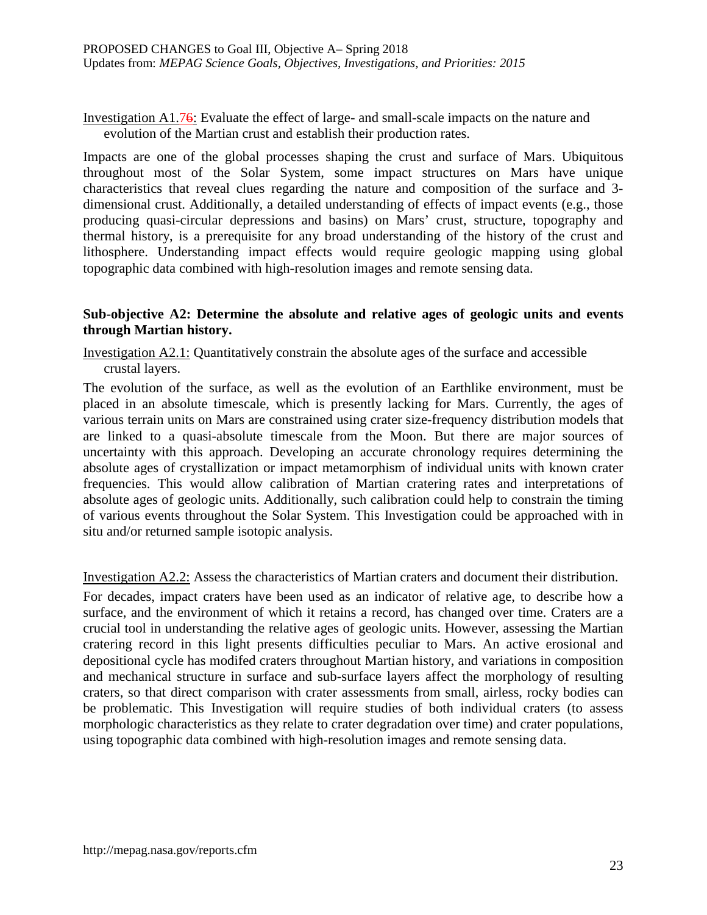Investigation A1.76: Evaluate the effect of large- and small-scale impacts on the nature and evolution of the Martian crust and establish their production rates.

Impacts are one of the global processes shaping the crust and surface of Mars. Ubiquitous throughout most of the Solar System, some impact structures on Mars have unique characteristics that reveal clues regarding the nature and composition of the surface and 3-dimensional crust. Additionally, a detailed understanding of effects of impact events (e.g., those producing quasi-circular depressions and basins) on Mars' crust, structure, topography and thermal history, is a prerequisite for any broad understanding of the history of the crust and lithosphere. Understanding impact effects would require geologic mapping using global topographic data combined with high-resolution images and remote sensing data.

**Sub-objective A2: Determine the absolute and relative ages of geologic units and events through Martian history.**

Investigation A2.1: Quantitatively constrain the absolute ages of the surface and accessible crustal layers.

The evolution of the surface, as well as the evolution of an Earthlike environment, must be placed in an absolute timescale, which is presently lacking for Mars. Currently, the ages of various terrain units on Mars are constrained using crater size-frequency distribution models that are linked to a quasi-absolute timescale from the Moon. But there are major sources of uncertainty with this approach. Developing an accurate chronology requires determining the absolute ages of crystallization or impact metamorphism of individual units with known crater frequencies. This would allow calibration of Martian cratering rates and interpretations of absolute ages of geologic units. Additionally, such calibration could help to constrain the timing of various events throughout the Solar System. This Investigation could be approached with in situ and/or returned sample isotopic analysis.

Investigation A2.2: Assess the characteristics of Martian craters and document their distribution.

For decades, impact craters have been used as an indicator of relative age, to describe how a surface, and the environment of which it retains a record, has changed over time. Craters are a crucial tool in understanding the relative ages of geologic units. However, assessing the Martian cratering record in this light presents difficulties peculiar to Mars. An active erosional and depositional cycle has modifed craters throughout Martian history, and variations in composition and mechanical structure in surface and sub-surface layers affect the morphology of resulting craters, so that direct comparison with crater assessments from small, airless, rocky bodies can be problematic. This Investigation will require studies of both individual craters (to assess morphologic characteristics as they relate to crater degradation over time) and crater populations, using topographic data combined with high-resolution images and remote sensing data.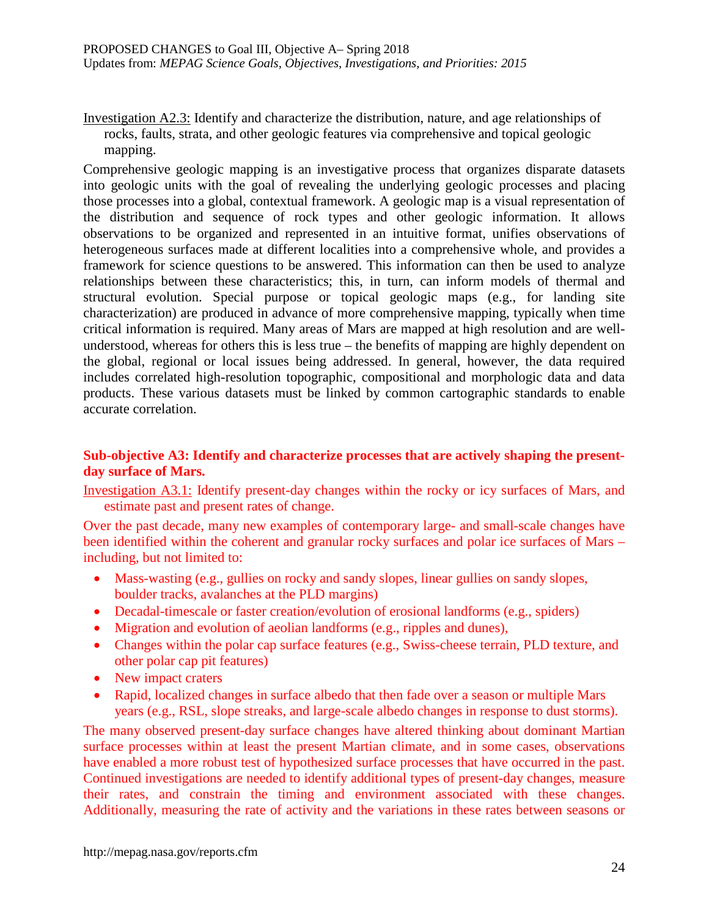Investigation A2.3: Identify and characterize the distribution, nature, and age relationships of rocks, faults, strata, and other geologic features via comprehensive and topical geologic mapping.

Comprehensive geologic mapping is an investigative process that organizes disparate datasets into geologic units with the goal of revealing the underlying geologic processes and placing those processes into a global, contextual framework. A geologic map is a visual representation of the distribution and sequence of rock types and other geologic information. It allows observations to be organized and represented in an intuitive format, unifies observations of heterogeneous surfaces made at different localities into a comprehensive whole, and provides a framework for science questions to be answered. This information can then be used to analyze relationships between these characteristics; this, in turn, can inform models of thermal and structural evolution. Special purpose or topical geologic maps (e.g., for landing site characterization) are produced in advance of more comprehensive mapping, typically when time critical information is required. Many areas of Mars are mapped at high resolution and are well-understood, whereas for others this is less true – the benefits of mapping are highly dependent on the global, regional or local issues being addressed. In general, however, the data required includes correlated high-resolution topographic, compositional and morphologic data and data products. These various datasets must be linked by common cartographic standards to enable accurate correlation.

**Sub-objective A3: Identify and characterize processes that are actively shaping the present-day surface of Mars.**

Investigation A3.1: Identify present-day changes within the rocky or icy surfaces of Mars, and estimate past and present rates of change.

Over the past decade, many new examples of contemporary large- and small-scale changes have been identified within the coherent and granular rocky surfaces and polar ice surfaces of Mars – including, but not limited to:

- Mass-wasting (e.g., gullies on rocky and sandy slopes, linear gullies on sandy slopes, boulder tracks, avalanches at the PLD margins)
- Decadal-timescale or faster creation/evolution of erosional landforms (e.g., spiders)
- Migration and evolution of aeolian landforms (e.g., ripples and dunes),
- Changes within the polar cap surface features (e.g., Swiss-cheese terrain, PLD texture, and other polar cap pit features)
- New impact craters
- Rapid, localized changes in surface albedo that then fade over a season or multiple Mars years (e.g., RSL, slope streaks, and large-scale albedo changes in response to dust storms).

The many observed present-day surface changes have altered thinking about dominant Martian surface processes within at least the present Martian climate, and in some cases, observations have enabled a more robust test of hypothesized surface processes that have occurred in the past. Continued investigations are needed to identify additional types of present-day changes, measure their rates, and constrain the timing and environment associated with these changes. Additionally, measuring the rate of activity and the variations in these rates between seasons or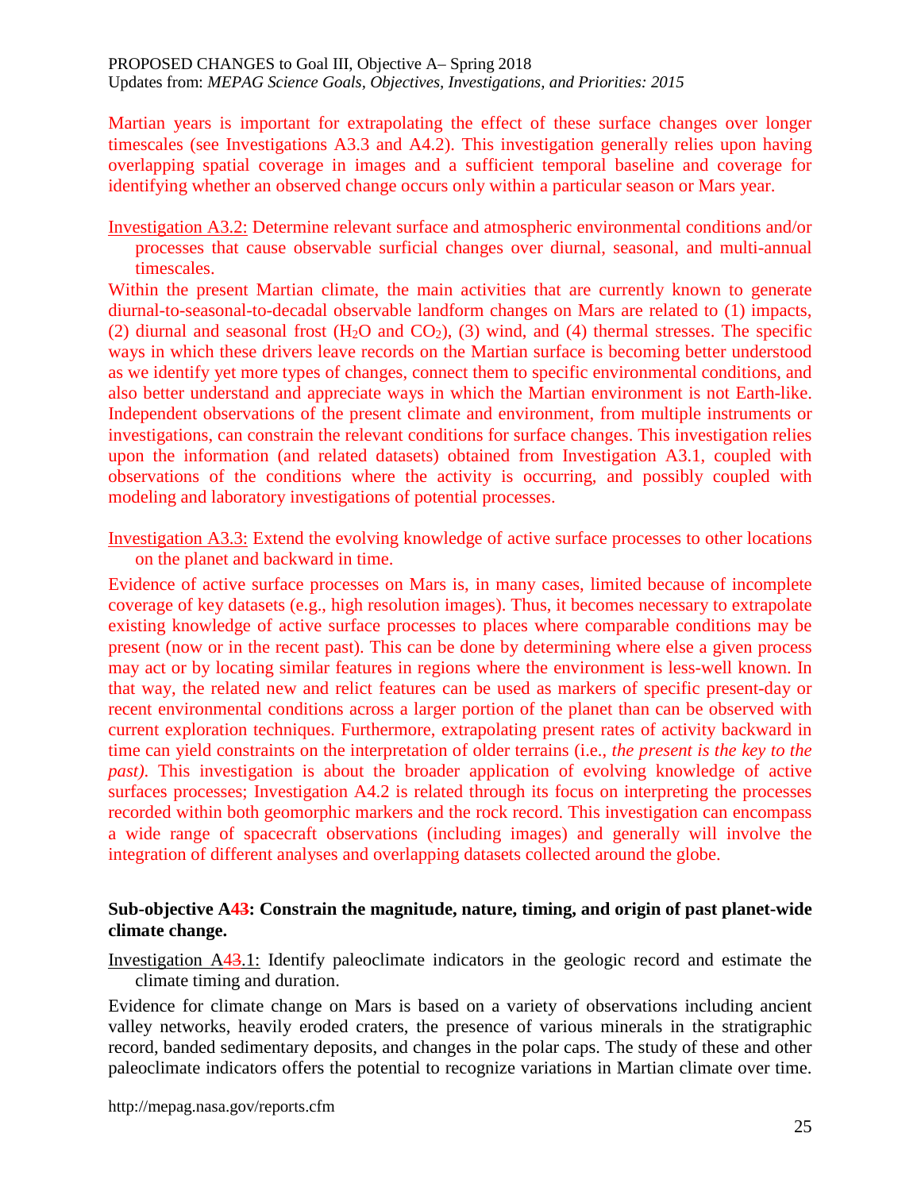Martian years is important for extrapolating the effect of these surface changes over longer timescales (see Investigations A3.3 and A4.2). This investigation generally relies upon having overlapping spatial coverage in images and a sufficient temporal baseline and coverage for identifying whether an observed change occurs only within a particular season or Mars year.

Investigation A3.2: Determine relevant surface and atmospheric environmental conditions and/or processes that cause observable surficial changes over diurnal, seasonal, and multi-annual timescales.

Within the present Martian climate, the main activities that are currently known to generate diurnal-to-seasonal-to-decadal observable landform changes on Mars are related to (1) impacts, (2) diurnal and seasonal frost ($H_2O$ and $CO_2$), (3) wind, and (4) thermal stresses. The specific ways in which these drivers leave records on the Martian surface is becoming better understood as we identify yet more types of changes, connect them to specific environmental conditions, and also better understand and appreciate ways in which the Martian environment is not Earth-like. Independent observations of the present climate and environment, from multiple instruments or investigations, can constrain the relevant conditions for surface changes. This investigation relies upon the information (and related datasets) obtained from Investigation A3.1, coupled with observations of the conditions where the activity is occurring, and possibly coupled with modeling and laboratory investigations of potential processes.

Investigation A3.3: Extend the evolving knowledge of active surface processes to other locations on the planet and backward in time.

Evidence of active surface processes on Mars is, in many cases, limited because of incomplete coverage of key datasets (e.g., high resolution images). Thus, it becomes necessary to extrapolate existing knowledge of active surface processes to places where comparable conditions may be present (now or in the recent past). This can be done by determining where else a given process may act or by locating similar features in regions where the environment is less-well known. In that way, the related new and relict features can be used as markers of specific present-day or recent environmental conditions across a larger portion of the planet than can be observed with current exploration techniques. Furthermore, extrapolating present rates of activity backward in time can yield constraints on the interpretation of older terrains (i.e., *the present is the key to the past).* This investigation is about the broader application of evolving knowledge of active surfaces processes; Investigation A4.2 is related through its focus on interpreting the processes recorded within both geomorphic markers and the rock record. This investigation can encompass a wide range of spacecraft observations (including images) and generally will involve the integration of different analyses and overlapping datasets collected around the globe.

**Sub-objective A~~4~~3: Constrain the magnitude, nature, timing, and origin of past planet-wide climate change.**

Investigation A~~4~~3.1: Identify paleoclimate indicators in the geologic record and estimate the climate timing and duration.

Evidence for climate change on Mars is based on a variety of observations including ancient valley networks, heavily eroded craters, the presence of various minerals in the stratigraphic record, banded sedimentary deposits, and changes in the polar caps. The study of these and other paleoclimate indicators offers the potential to recognize variations in Martian climate over time.

http://mepag.nasa.gov/reports.cfm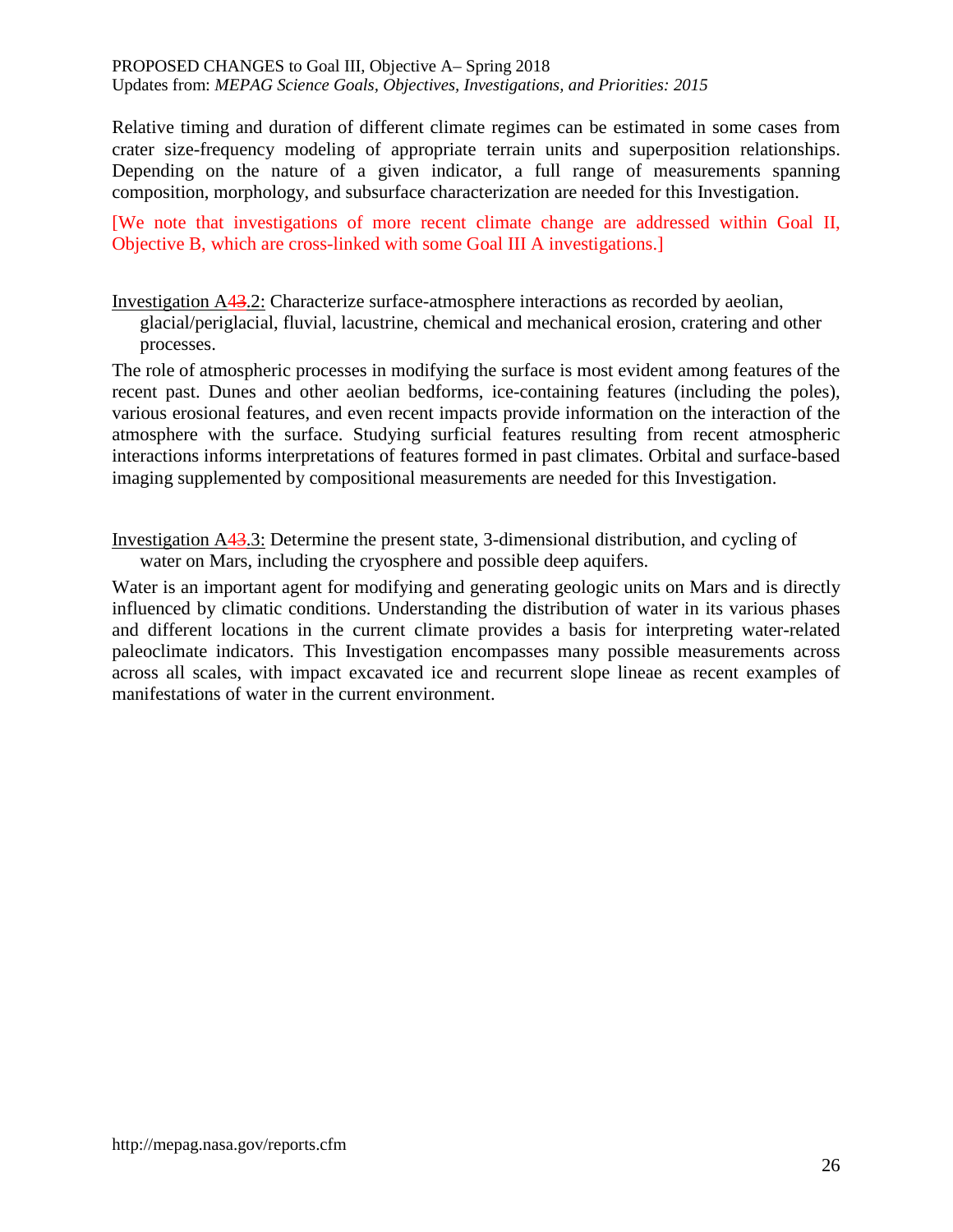Relative timing and duration of different climate regimes can be estimated in some cases from crater size-frequency modeling of appropriate terrain units and superposition relationships. Depending on the nature of a given indicator, a full range of measurements spanning composition, morphology, and subsurface characterization are needed for this Investigation.

[We note that investigations of more recent climate change are addressed within Goal II, Objective B, which are cross-linked with some Goal III A investigations.]

Investigation A~~4~~3.2: Characterize surface-atmosphere interactions as recorded by aeolian, glacial/periglacial, fluvial, lacustrine, chemical and mechanical erosion, cratering and other processes.

The role of atmospheric processes in modifying the surface is most evident among features of the recent past. Dunes and other aeolian bedforms, ice-containing features (including the poles), various erosional features, and even recent impacts provide information on the interaction of the atmosphere with the surface. Studying surficial features resulting from recent atmospheric interactions informs interpretations of features formed in past climates. Orbital and surface-based imaging supplemented by compositional measurements are needed for this Investigation.

Investigation A~~4~~3.3: Determine the present state, 3-dimensional distribution, and cycling of water on Mars, including the cryosphere and possible deep aquifers.

Water is an important agent for modifying and generating geologic units on Mars and is directly influenced by climatic conditions. Understanding the distribution of water in its various phases and different locations in the current climate provides a basis for interpreting water-related paleoclimate indicators. This Investigation encompasses many possible measurements across across all scales, with impact excavated ice and recurrent slope lineae as recent examples of manifestations of water in the current environment.